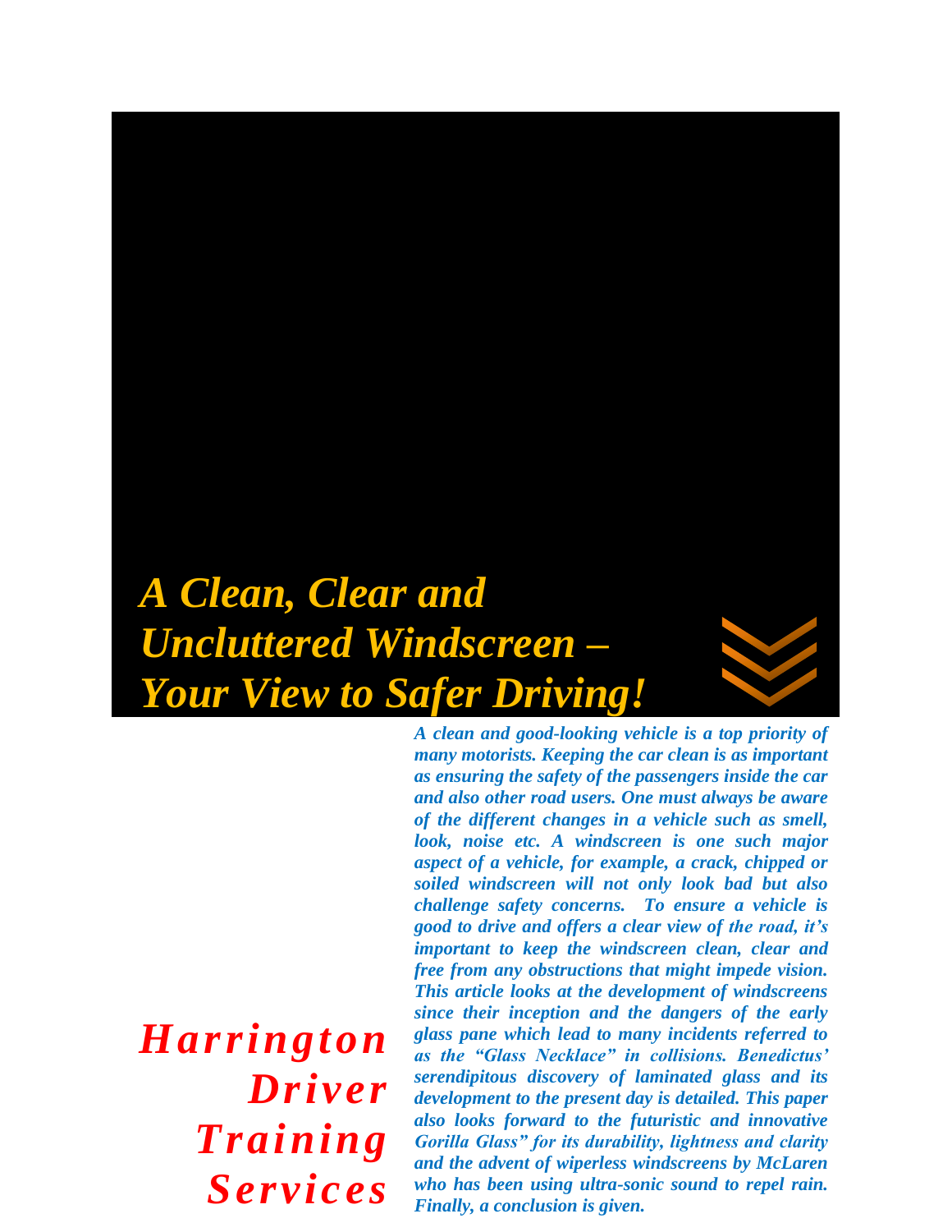# *A Clean, Clear and Uncluttered Windscreen – Your View to Safer Driving!*

***Harrington Driver Training Services***

***A clean and good-looking vehicle is a top priority of many motorists. Keeping the car clean is as important as ensuring the safety of the passengers inside the car and also other road users. One must always be aware of the different changes in a vehicle such as smell, look, noise etc. A windscreen is one such major aspect of a vehicle, for example, a crack, chipped or soiled windscreen will not only look bad but also challenge safety concerns. To ensure a vehicle is good to drive and offers a clear view of the road, it's important to keep the windscreen clean, clear and free from any obstructions that might impede vision. This article looks at the development of windscreens since their inception and the dangers of the early glass pane which lead to many incidents referred to as the "Glass Necklace" in collisions. Benedictus' serendipitous discovery of laminated glass and its development to the present day is detailed. This paper also looks forward to the futuristic and innovative Gorilla Glass" for its durability, lightness and clarity and the advent of wiperless windscreens by McLaren who has been using ultra-sonic sound to repel rain. Finally, a conclusion is given.***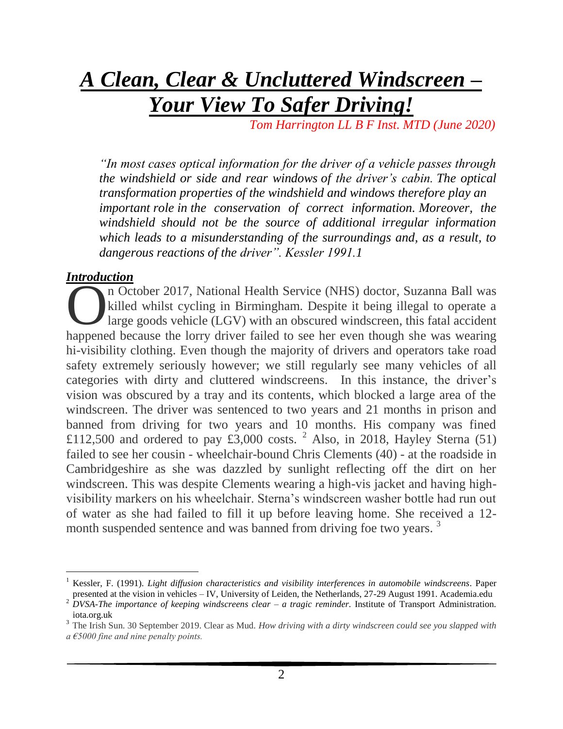# *A Clean, Clear & Uncluttered Windscreen – Your View To Safer Driving!*

*Tom Harrington LL B F Inst. MTD (June 2020)*

> *"In most cases optical information for the driver of a vehicle passes through the windshield or side and rear windows of the driver's cabin. The optical transformation properties of the windshield and windows therefore play an important role in the conservation of correct information. Moreover, the windshield should not be the source of additional irregular information which leads to a misunderstanding of the surroundings and, as a result, to dangerous reactions of the driver". Kessler 1991.1*

## *Introduction*

On October 2017, National Health Service (NHS) doctor, Suzanna Ball was killed whilst cycling in Birmingham. Despite it being illegal to operate a large goods vehicle (LGV) with an obscured windscreen, this fatal accident happened because the lorry driver failed to see her even though she was wearing hi-visibility clothing. Even though the majority of drivers and operators take road safety extremely seriously however; we still regularly see many vehicles of all categories with dirty and cluttered windscreens. In this instance, the driver's vision was obscured by a tray and its contents, which blocked a large area of the windscreen. The driver was sentenced to two years and 21 months in prison and banned from driving for two years and 10 months. His company was fined £112,500 and ordered to pay £3,000 costs. [2] Also, in 2018, Hayley Sterna (51) failed to see her cousin - wheelchair-bound Chris Clements (40) - at the roadside in Cambridgeshire as she was dazzled by sunlight reflecting off the dirt on her windscreen. This was despite Clements wearing a high-vis jacket and having high-visibility markers on his wheelchair. Sterna's windscreen washer bottle had run out of water as she had failed to fill it up before leaving home. She received a 12-month suspended sentence and was banned from driving foe two years. [3]

---

[1] Kessler, F. (1991). *Light diffusion characteristics and visibility interferences in automobile windscreens*. Paper presented at the vision in vehicles – IV, University of Leiden, the Netherlands, 27-29 August 1991. Academia.edu

[2] *DVSA-The importance of keeping windscreens clear – a tragic reminder.* Institute of Transport Administration. iota.org.uk

[3] The Irish Sun. 30 September 2019. Clear as Mud. *How driving with a dirty windscreen could see you slapped with a €5000 fine and nine penalty points.*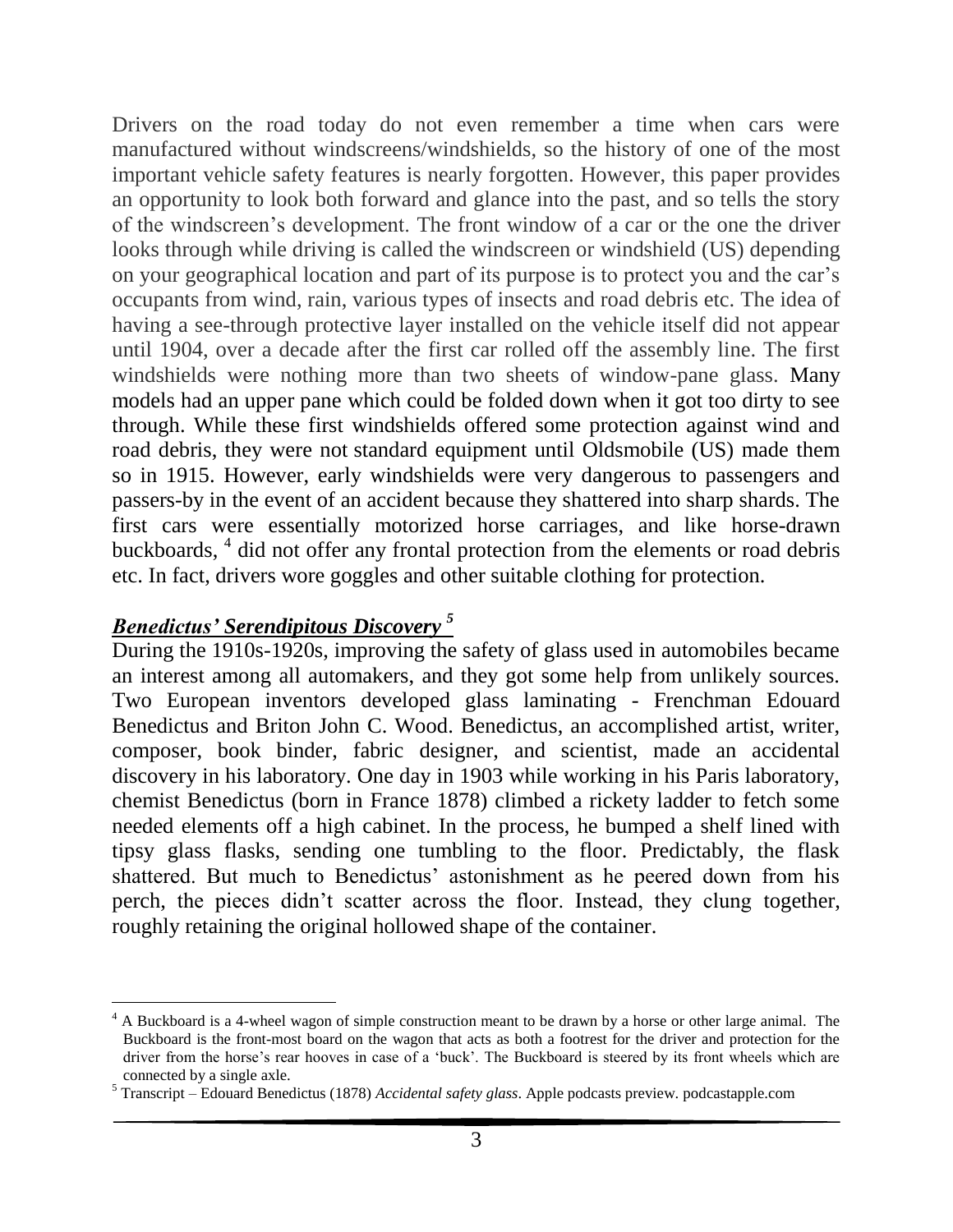Drivers on the road today do not even remember a time when cars were manufactured without windscreens/windshields, so the history of one of the most important vehicle safety features is nearly forgotten. However, this paper provides an opportunity to look both forward and glance into the past, and so tells the story of the windscreen's development. The front window of a car or the one the driver looks through while driving is called the windscreen or windshield (US) depending on your geographical location and part of its purpose is to protect you and the car's occupants from wind, rain, various types of insects and road debris etc. The idea of having a see-through protective layer installed on the vehicle itself did not appear until 1904, over a decade after the first car rolled off the assembly line. The first windshields were nothing more than two sheets of window-pane glass. Many models had an upper pane which could be folded down when it got too dirty to see through. While these first windshields offered some protection against wind and road debris, they were not standard equipment until Oldsmobile (US) made them so in 1915. However, early windshields were very dangerous to passengers and passers-by in the event of an accident because they shattered into sharp shards. The first cars were essentially motorized horse carriages, and like horse-drawn buckboards, [4] did not offer any frontal protection from the elements or road debris etc. In fact, drivers wore goggles and other suitable clothing for protection.

## ***Benedictus' Serendipitous Discovery*** [5]

During the 1910s-1920s, improving the safety of glass used in automobiles became an interest among all automakers, and they got some help from unlikely sources. Two European inventors developed glass laminating - Frenchman Edouard Benedictus and Briton John C. Wood. Benedictus, an accomplished artist, writer, composer, book binder, fabric designer, and scientist, made an accidental discovery in his laboratory. One day in 1903 while working in his Paris laboratory, chemist Benedictus (born in France 1878) climbed a rickety ladder to fetch some needed elements off a high cabinet. In the process, he bumped a shelf lined with tipsy glass flasks, sending one tumbling to the floor. Predictably, the flask shattered. But much to Benedictus' astonishment as he peered down from his perch, the pieces didn't scatter across the floor. Instead, they clung together, roughly retaining the original hollowed shape of the container.

---

[4] A Buckboard is a 4-wheel wagon of simple construction meant to be drawn by a horse or other large animal. The Buckboard is the front-most board on the wagon that acts as both a footrest for the driver and protection for the driver from the horse's rear hooves in case of a 'buck'. The Buckboard is steered by its front wheels which are connected by a single axle.

[5] Transcript – Edouard Benedictus (1878) *Accidental safety glass*. Apple podcasts preview. podcastapple.com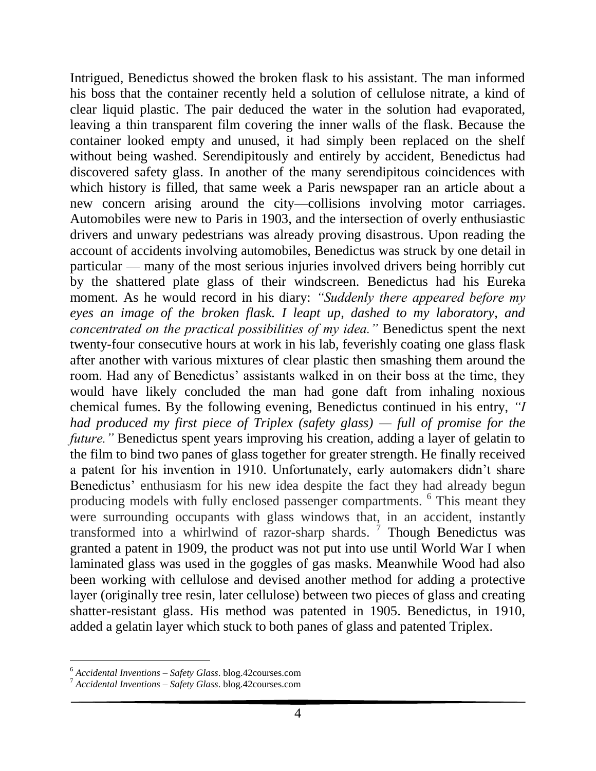Intrigued, Benedictus showed the broken flask to his assistant. The man informed his boss that the container recently held a solution of cellulose nitrate, a kind of clear liquid plastic. The pair deduced the water in the solution had evaporated, leaving a thin transparent film covering the inner walls of the flask. Because the container looked empty and unused, it had simply been replaced on the shelf without being washed. Serendipitously and entirely by accident, Benedictus had discovered safety glass. In another of the many serendipitous coincidences with which history is filled, that same week a Paris newspaper ran an article about a new concern arising around the city—collisions involving motor carriages. Automobiles were new to Paris in 1903, and the intersection of overly enthusiastic drivers and unwary pedestrians was already proving disastrous. Upon reading the account of accidents involving automobiles, Benedictus was struck by one detail in particular — many of the most serious injuries involved drivers being horribly cut by the shattered plate glass of their windscreen. Benedictus had his Eureka moment. As he would record in his diary: *"Suddenly there appeared before my eyes an image of the broken flask. I leapt up, dashed to my laboratory, and concentrated on the practical possibilities of my idea."* Benedictus spent the next twenty-four consecutive hours at work in his lab, feverishly coating one glass flask after another with various mixtures of clear plastic then smashing them around the room. Had any of Benedictus' assistants walked in on their boss at the time, they would have likely concluded the man had gone daft from inhaling noxious chemical fumes. By the following evening, Benedictus continued in his entry, *"I had produced my first piece of Triplex (safety glass) — full of promise for the future."* Benedictus spent years improving his creation, adding a layer of gelatin to the film to bind two panes of glass together for greater strength. He finally received a patent for his invention in 1910. Unfortunately, early automakers didn't share Benedictus' enthusiasm for his new idea despite the fact they had already begun producing models with fully enclosed passenger compartments. [6] This meant they were surrounding occupants with glass windows that, in an accident, instantly transformed into a whirlwind of razor-sharp shards. [7] Though Benedictus was granted a patent in 1909, the product was not put into use until World War I when laminated glass was used in the goggles of gas masks. Meanwhile Wood had also been working with cellulose and devised another method for adding a protective layer (originally tree resin, later cellulose) between two pieces of glass and creating shatter-resistant glass. His method was patented in 1905. Benedictus, in 1910, added a gelatin layer which stuck to both panes of glass and patented Triplex.

---

[6] *Accidental Inventions – Safety Glass*. blog.42courses.com

[7] *Accidental Inventions – Safety Glass*. blog.42courses.com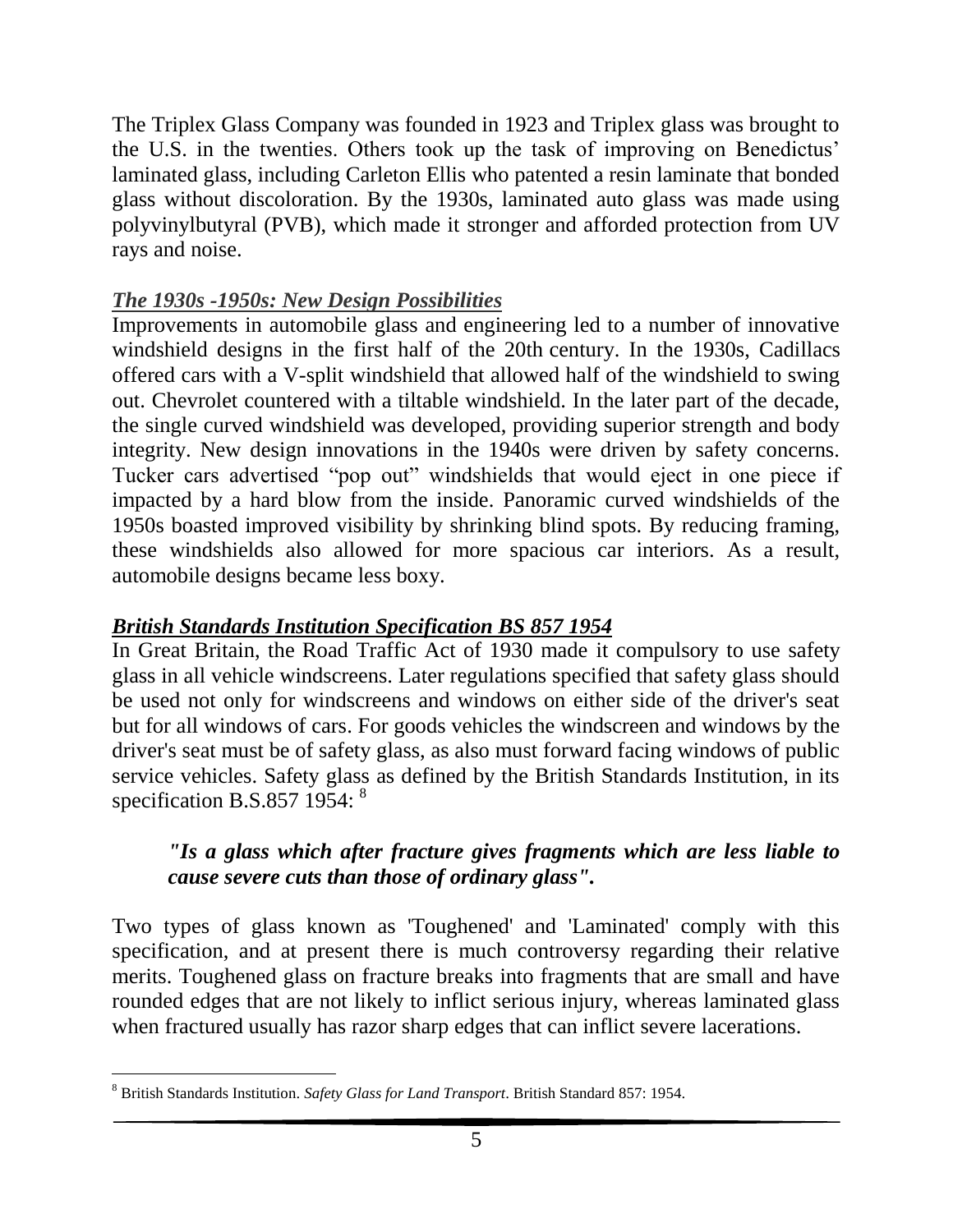The Triplex Glass Company was founded in 1923 and Triplex glass was brought to the U.S. in the twenties. Others took up the task of improving on Benedictus' laminated glass, including Carleton Ellis who patented a resin laminate that bonded glass without discoloration. By the 1930s, laminated auto glass was made using polyvinylbutyral (PVB), which made it stronger and afforded protection from UV rays and noise.

### ***The 1930s -1950s: New Design Possibilities***

Improvements in automobile glass and engineering led to a number of innovative windshield designs in the first half of the 20th century. In the 1930s, Cadillacs offered cars with a V-split windshield that allowed half of the windshield to swing out. Chevrolet countered with a tiltable windshield. In the later part of the decade, the single curved windshield was developed, providing superior strength and body integrity. New design innovations in the 1940s were driven by safety concerns. Tucker cars advertised "pop out" windshields that would eject in one piece if impacted by a hard blow from the inside. Panoramic curved windshields of the 1950s boasted improved visibility by shrinking blind spots. By reducing framing, these windshields also allowed for more spacious car interiors. As a result, automobile designs became less boxy.

### ***British Standards Institution Specification BS 857 1954***

In Great Britain, the Road Traffic Act of 1930 made it compulsory to use safety glass in all vehicle windscreens. Later regulations specified that safety glass should be used not only for windscreens and windows on either side of the driver's seat but for all windows of cars. For goods vehicles the windscreen and windows by the driver's seat must be of safety glass, as also must forward facing windows of public service vehicles. Safety glass as defined by the British Standards Institution, in its specification B.S.857 1954: [8]

> ***"Is a glass which after fracture gives fragments which are less liable to cause severe cuts than those of ordinary glass".***

Two types of glass known as 'Toughened' and 'Laminated' comply with this specification, and at present there is much controversy regarding their relative merits. Toughened glass on fracture breaks into fragments that are small and have rounded edges that are not likely to inflict serious injury, whereas laminated glass when fractured usually has razor sharp edges that can inflict severe lacerations.

---

[8] British Standards Institution. *Safety Glass for Land Transport*. British Standard 857: 1954.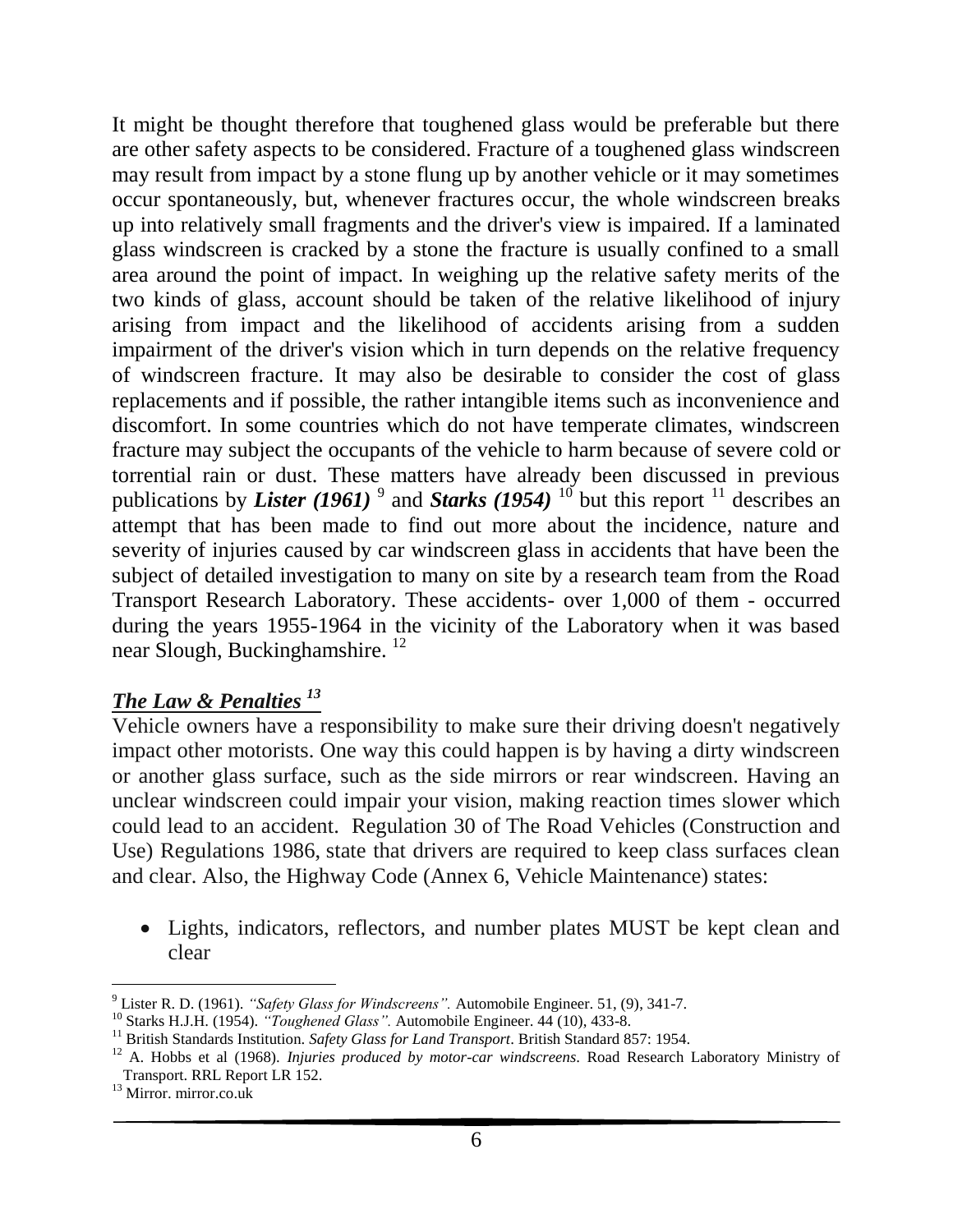It might be thought therefore that toughened glass would be preferable but there are other safety aspects to be considered. Fracture of a toughened glass windscreen may result from impact by a stone flung up by another vehicle or it may sometimes occur spontaneously, but, whenever fractures occur, the whole windscreen breaks up into relatively small fragments and the driver's view is impaired. If a laminated glass windscreen is cracked by a stone the fracture is usually confined to a small area around the point of impact. In weighing up the relative safety merits of the two kinds of glass, account should be taken of the relative likelihood of injury arising from impact and the likelihood of accidents arising from a sudden impairment of the driver's vision which in turn depends on the relative frequency of windscreen fracture. It may also be desirable to consider the cost of glass replacements and if possible, the rather intangible items such as inconvenience and discomfort. In some countries which do not have temperate climates, windscreen fracture may subject the occupants of the vehicle to harm because of severe cold or torrential rain or dust. These matters have already been discussed in previous publications by ***Lister (1961)*** [9] and ***Starks (1954)*** [10] but this report [11] describes an attempt that has been made to find out more about the incidence, nature and severity of injuries caused by car windscreen glass in accidents that have been the subject of detailed investigation to many on site by a research team from the Road Transport Research Laboratory. These accidents- over 1,000 of them - occurred during the years 1955-1964 in the vicinity of the Laboratory when it was based near Slough, Buckinghamshire. [12]

## ***The Law & Penalties*** [13]

Vehicle owners have a responsibility to make sure their driving doesn't negatively impact other motorists. One way this could happen is by having a dirty windscreen or another glass surface, such as the side mirrors or rear windscreen. Having an unclear windscreen could impair your vision, making reaction times slower which could lead to an accident. Regulation 30 of The Road Vehicles (Construction and Use) Regulations 1986, state that drivers are required to keep class surfaces clean and clear. Also, the Highway Code (Annex 6, Vehicle Maintenance) states:

- Lights, indicators, reflectors, and number plates MUST be kept clean and clear

---

[9] Lister R. D. (1961). *"Safety Glass for Windscreens".* Automobile Engineer. 51, (9), 341-7.

[10] Starks H.J.H. (1954). *"Toughened Glass".* Automobile Engineer. 44 (10), 433-8.

[11] British Standards Institution. *Safety Glass for Land Transport*. British Standard 857: 1954.

[12] A. Hobbs et al (1968). *Injuries produced by motor-car windscreens*. Road Research Laboratory Ministry of Transport. RRL Report LR 152.

[13] Mirror. mirror.co.uk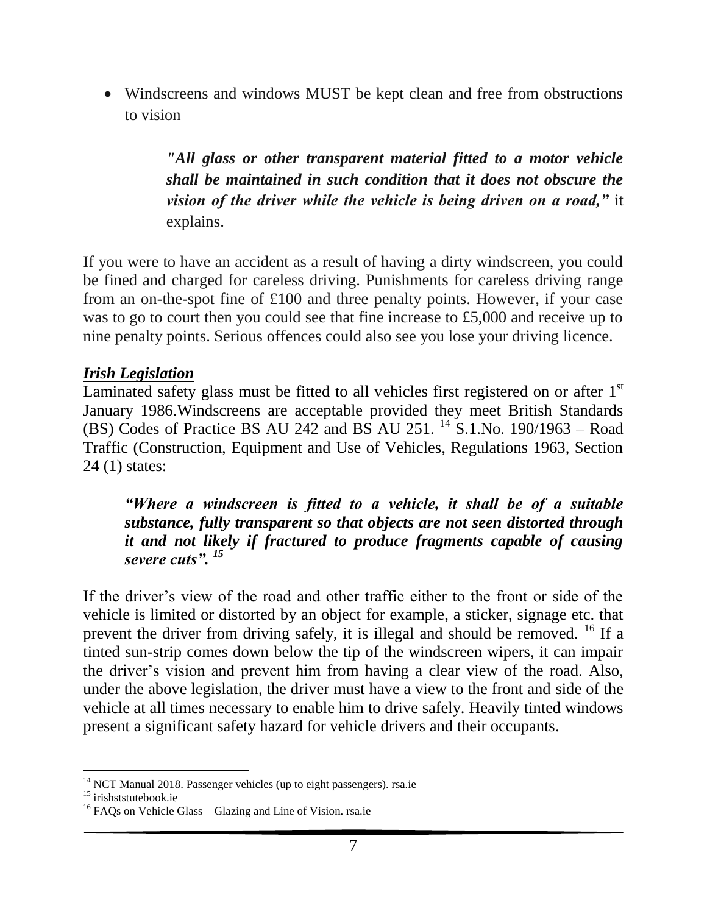- Windscreens and windows MUST be kept clean and free from obstructions to vision

> ***"All glass or other transparent material fitted to a motor vehicle shall be maintained in such condition that it does not obscure the vision of the driver while the vehicle is being driven on a road,"*** it explains.

If you were to have an accident as a result of having a dirty windscreen, you could be fined and charged for careless driving. Punishments for careless driving range from an on-the-spot fine of £100 and three penalty points. However, if your case was to go to court then you could see that fine increase to £5,000 and receive up to nine penalty points. Serious offences could also see you lose your driving licence.

***Irish Legislation***

Laminated safety glass must be fitted to all vehicles first registered on or after 1st January 1986.Windscreens are acceptable provided they meet British Standards (BS) Codes of Practice BS AU 242 and BS AU 251. [14] S.1.No. 190/1963 – Road Traffic (Construction, Equipment and Use of Vehicles, Regulations 1963, Section 24 (1) states:

> ***"Where a windscreen is fitted to a vehicle, it shall be of a suitable substance, fully transparent so that objects are not seen distorted through it and not likely if fractured to produce fragments capable of causing severe cuts".*** [15]

If the driver's view of the road and other traffic either to the front or side of the vehicle is limited or distorted by an object for example, a sticker, signage etc. that prevent the driver from driving safely, it is illegal and should be removed. [16] If a tinted sun-strip comes down below the tip of the windscreen wipers, it can impair the driver's vision and prevent him from having a clear view of the road. Also, under the above legislation, the driver must have a view to the front and side of the vehicle at all times necessary to enable him to drive safely. Heavily tinted windows present a significant safety hazard for vehicle drivers and their occupants.

---

[14] NCT Manual 2018. Passenger vehicles (up to eight passengers). rsa.ie

[15] irishststutebook.ie

[16] FAQs on Vehicle Glass – Glazing and Line of Vision. rsa.ie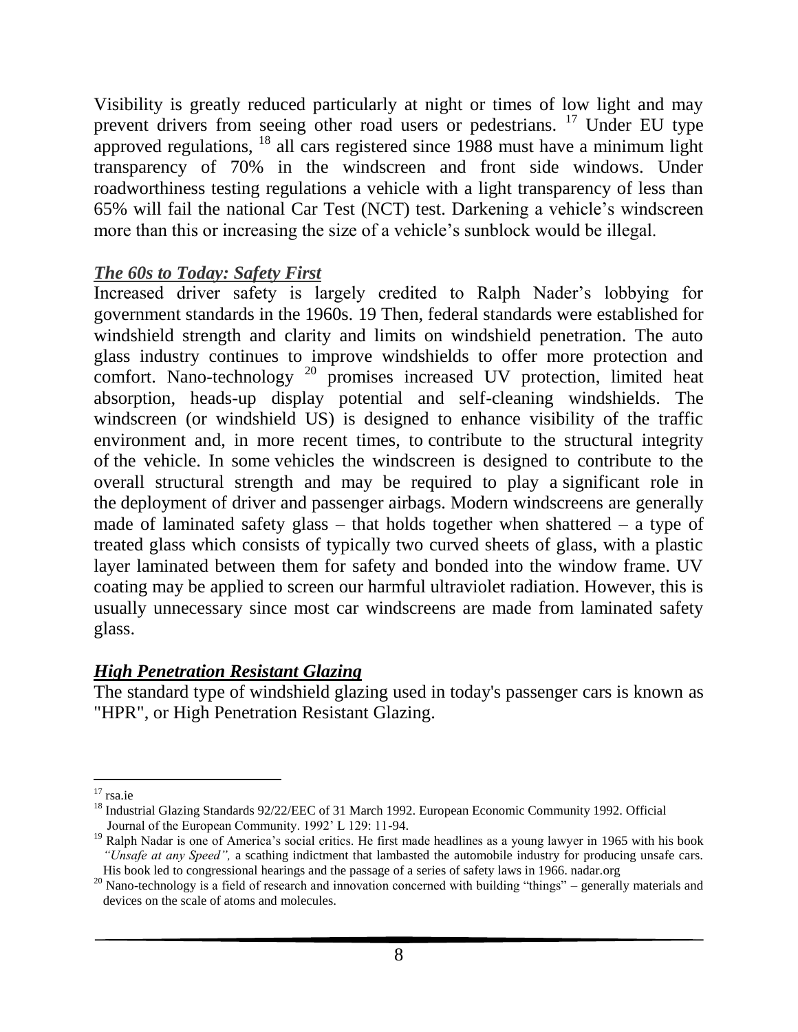Visibility is greatly reduced particularly at night or times of low light and may prevent drivers from seeing other road users or pedestrians. [17] Under EU type approved regulations, [18] all cars registered since 1988 must have a minimum light transparency of 70% in the windscreen and front side windows. Under roadworthiness testing regulations a vehicle with a light transparency of less than 65% will fail the national Car Test (NCT) test. Darkening a vehicle's windscreen more than this or increasing the size of a vehicle's sunblock would be illegal.

### ***The 60s to Today: Safety First***

Increased driver safety is largely credited to Ralph Nader's lobbying for government standards in the 1960s. 19 Then, federal standards were established for windshield strength and clarity and limits on windshield penetration. The auto glass industry continues to improve windshields to offer more protection and comfort. Nano-technology [20] promises increased UV protection, limited heat absorption, heads-up display potential and self-cleaning windshields. The windscreen (or windshield US) is designed to enhance visibility of the traffic environment and, in more recent times, to contribute to the structural integrity of the vehicle. In some vehicles the windscreen is designed to contribute to the overall structural strength and may be required to play a significant role in the deployment of driver and passenger airbags. Modern windscreens are generally made of laminated safety glass – that holds together when shattered – a type of treated glass which consists of typically two curved sheets of glass, with a plastic layer laminated between them for safety and bonded into the window frame. UV coating may be applied to screen our harmful ultraviolet radiation. However, this is usually unnecessary since most car windscreens are made from laminated safety glass.

### ***High Penetration Resistant Glazing***

The standard type of windshield glazing used in today's passenger cars is known as "HPR", or High Penetration Resistant Glazing.

---

[17] rsa.ie

[18] Industrial Glazing Standards 92/22/EEC of 31 March 1992. European Economic Community 1992. Official Journal of the European Community. 1992' L 129: 11-94.

[19] Ralph Nadar is one of America's social critics. He first made headlines as a young lawyer in 1965 with his book *"Unsafe at any Speed",* a scathing indictment that lambasted the automobile industry for producing unsafe cars. His book led to congressional hearings and the passage of a series of safety laws in 1966. nadar.org

[20] Nano-technology is a field of research and innovation concerned with building "things" – generally materials and devices on the scale of atoms and molecules.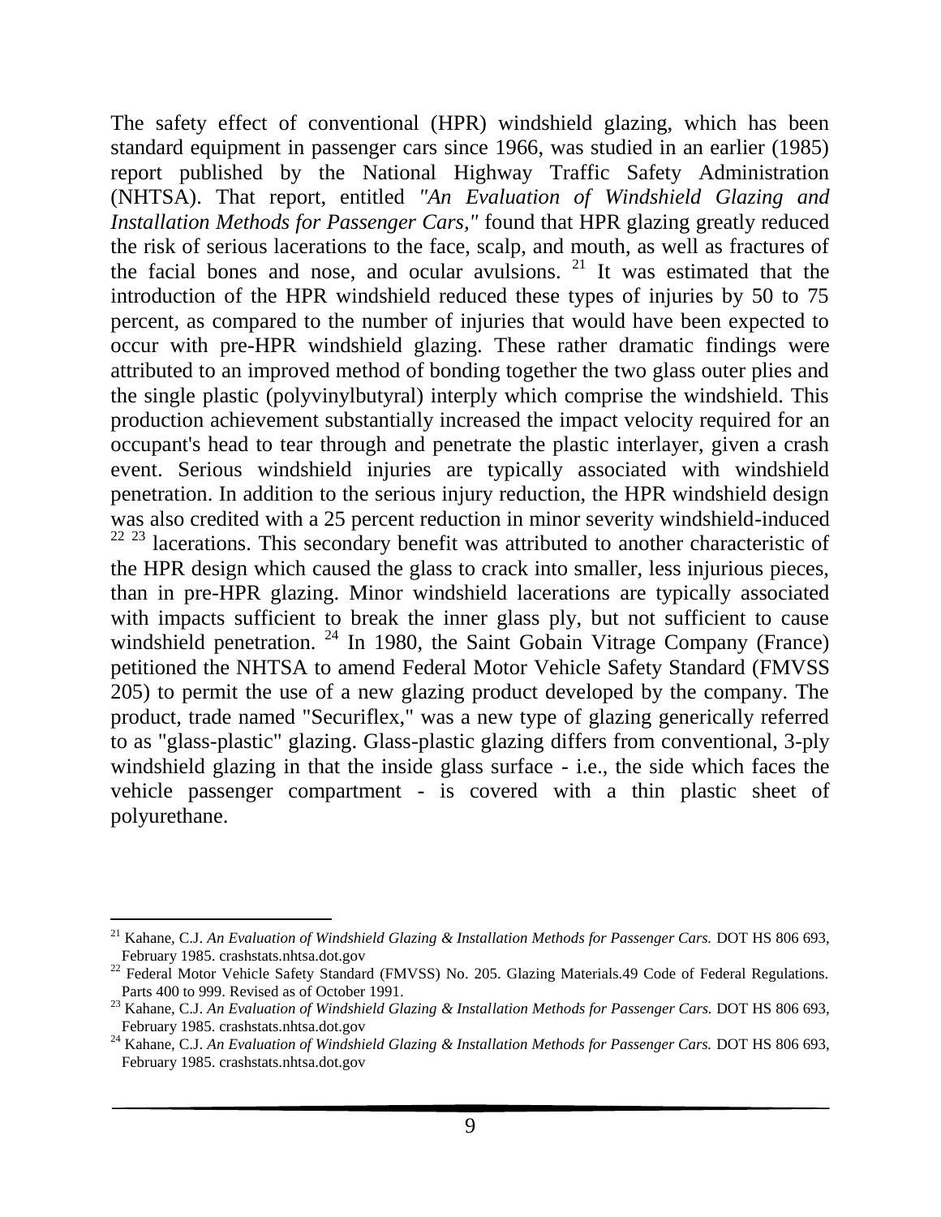The safety effect of conventional (HPR) windshield glazing, which has been standard equipment in passenger cars since 1966, was studied in an earlier (1985) report published by the National Highway Traffic Safety Administration (NHTSA). That report, entitled *"An Evaluation of Windshield Glazing and Installation Methods for Passenger Cars,"* found that HPR glazing greatly reduced the risk of serious lacerations to the face, scalp, and mouth, as well as fractures of the facial bones and nose, and ocular avulsions. [21] It was estimated that the introduction of the HPR windshield reduced these types of injuries by 50 to 75 percent, as compared to the number of injuries that would have been expected to occur with pre-HPR windshield glazing. These rather dramatic findings were attributed to an improved method of bonding together the two glass outer plies and the single plastic (polyvinylbutyral) interply which comprise the windshield. This production achievement substantially increased the impact velocity required for an occupant's head to tear through and penetrate the plastic interlayer, given a crash event. Serious windshield injuries are typically associated with windshield penetration. In addition to the serious injury reduction, the HPR windshield design was also credited with a 25 percent reduction in minor severity windshield-induced [22] [23] lacerations. This secondary benefit was attributed to another characteristic of the HPR design which caused the glass to crack into smaller, less injurious pieces, than in pre-HPR glazing. Minor windshield lacerations are typically associated with impacts sufficient to break the inner glass ply, but not sufficient to cause windshield penetration. [24] In 1980, the Saint Gobain Vitrage Company (France) petitioned the NHTSA to amend Federal Motor Vehicle Safety Standard (FMVSS 205) to permit the use of a new glazing product developed by the company. The product, trade named "Securiflex," was a new type of glazing generically referred to as "glass-plastic" glazing. Glass-plastic glazing differs from conventional, 3-ply windshield glazing in that the inside glass surface - i.e., the side which faces the vehicle passenger compartment - is covered with a thin plastic sheet of polyurethane.

---

[21] Kahane, C.J. *An Evaluation of Windshield Glazing & Installation Methods for Passenger Cars.* DOT HS 806 693, February 1985. crashstats.nhtsa.dot.gov

[22] Federal Motor Vehicle Safety Standard (FMVSS) No. 205. Glazing Materials.49 Code of Federal Regulations. Parts 400 to 999. Revised as of October 1991.

[23] Kahane, C.J. *An Evaluation of Windshield Glazing & Installation Methods for Passenger Cars.* DOT HS 806 693, February 1985. crashstats.nhtsa.dot.gov

[24] Kahane, C.J. *An Evaluation of Windshield Glazing & Installation Methods for Passenger Cars.* DOT HS 806 693, February 1985. crashstats.nhtsa.dot.gov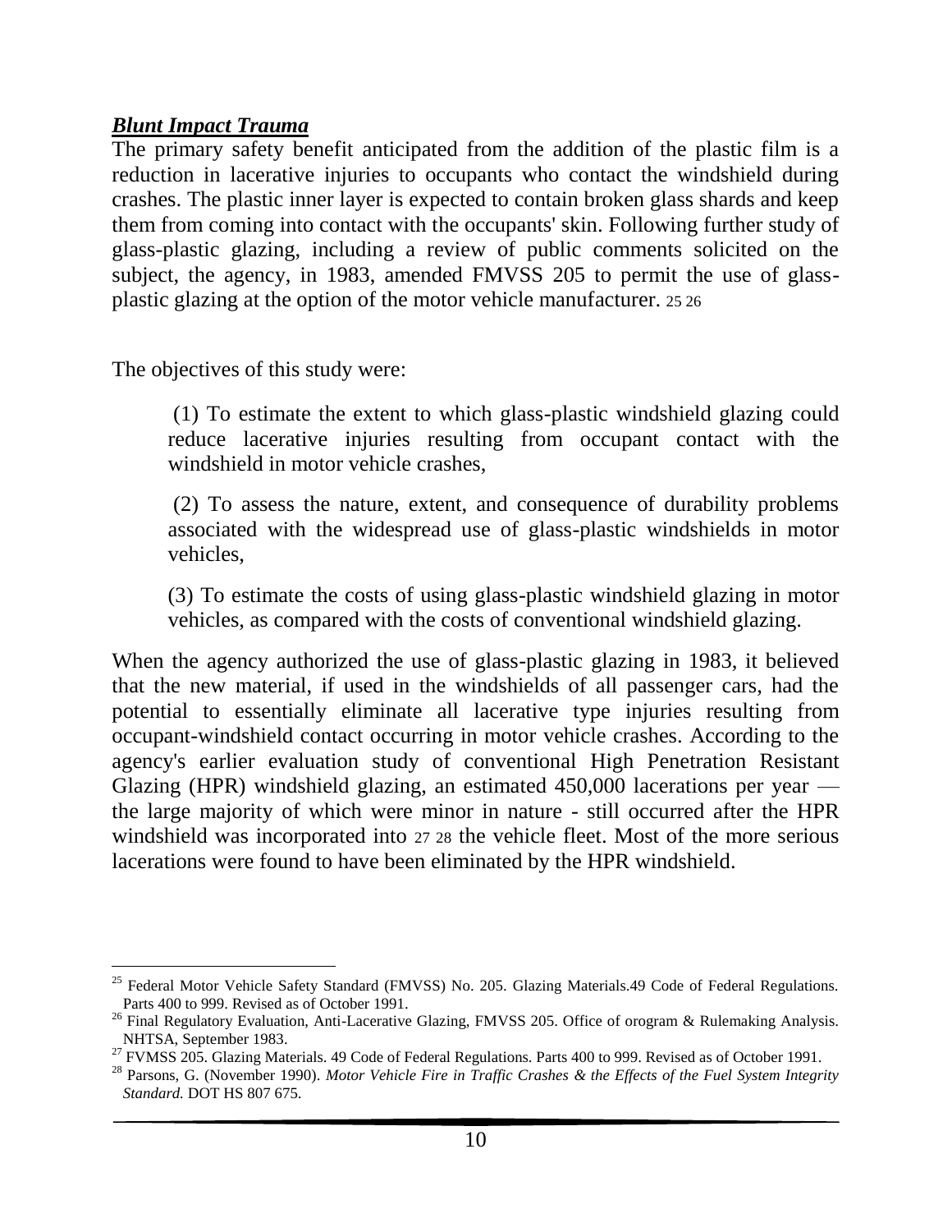***Blunt Impact Trauma***

The primary safety benefit anticipated from the addition of the plastic film is a reduction in lacerative injuries to occupants who contact the windshield during crashes. The plastic inner layer is expected to contain broken glass shards and keep them from coming into contact with the occupants' skin. Following further study of glass-plastic glazing, including a review of public comments solicited on the subject, the agency, in 1983, amended FMVSS 205 to permit the use of glass-plastic glazing at the option of the motor vehicle manufacturer. [25] [26]

The objectives of this study were:

> (1) To estimate the extent to which glass-plastic windshield glazing could reduce lacerative injuries resulting from occupant contact with the windshield in motor vehicle crashes,
>
> (2) To assess the nature, extent, and consequence of durability problems associated with the widespread use of glass-plastic windshields in motor vehicles,
>
> (3) To estimate the costs of using glass-plastic windshield glazing in motor vehicles, as compared with the costs of conventional windshield glazing.

When the agency authorized the use of glass-plastic glazing in 1983, it believed that the new material, if used in the windshields of all passenger cars, had the potential to essentially eliminate all lacerative type injuries resulting from occupant-windshield contact occurring in motor vehicle crashes. According to the agency's earlier evaluation study of conventional High Penetration Resistant Glazing (HPR) windshield glazing, an estimated 450,000 lacerations per year — the large majority of which were minor in nature - still occurred after the HPR windshield was incorporated into [27] [28] the vehicle fleet. Most of the more serious lacerations were found to have been eliminated by the HPR windshield.

---

[25] Federal Motor Vehicle Safety Standard (FMVSS) No. 205. Glazing Materials.49 Code of Federal Regulations. Parts 400 to 999. Revised as of October 1991.

[26] Final Regulatory Evaluation, Anti-Lacerative Glazing, FMVSS 205. Office of orogram & Rulemaking Analysis. NHTSA, September 1983.

[27] FVMSS 205. Glazing Materials. 49 Code of Federal Regulations. Parts 400 to 999. Revised as of October 1991.

[28] Parsons, G. (November 1990). *Motor Vehicle Fire in Traffic Crashes & the Effects of the Fuel System Integrity Standard.* DOT HS 807 675.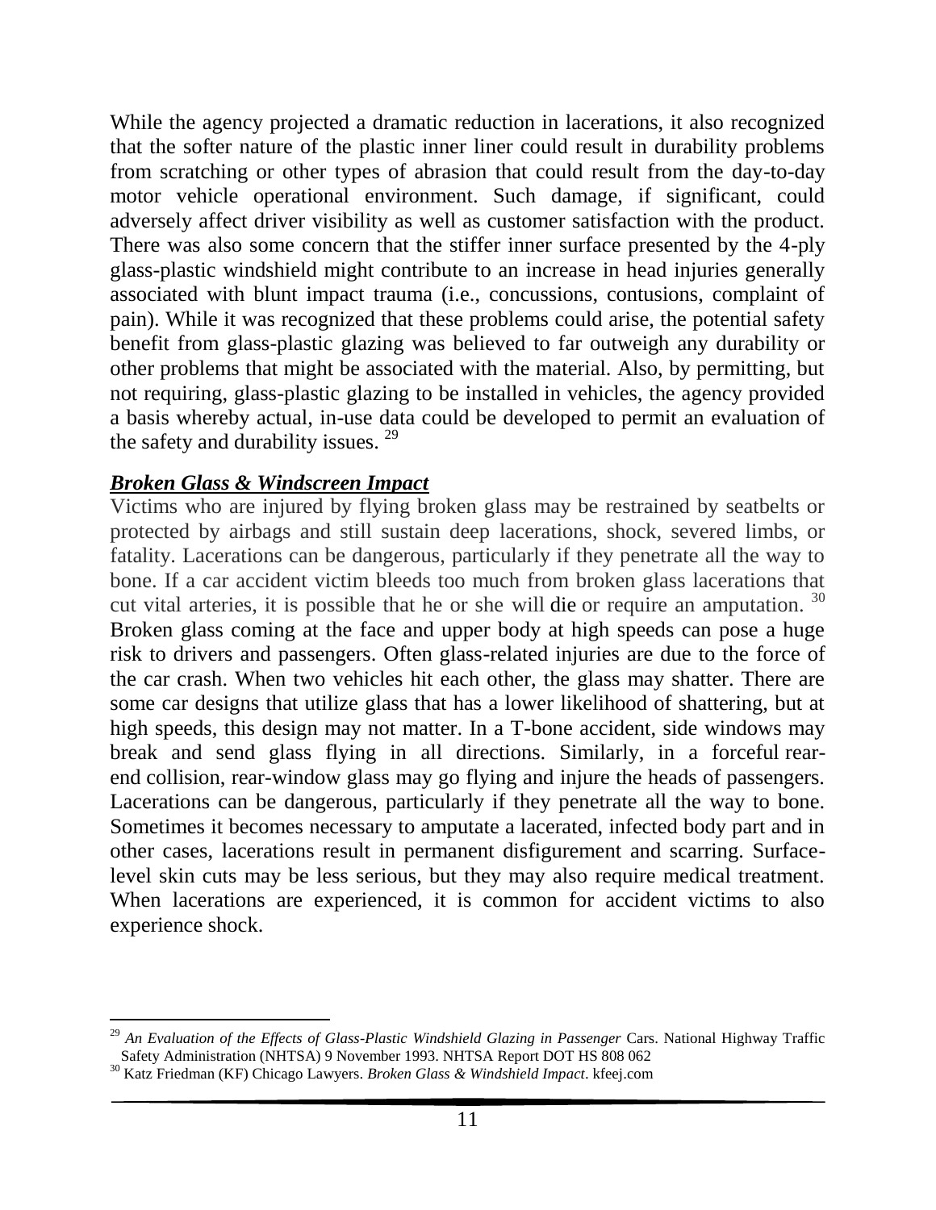While the agency projected a dramatic reduction in lacerations, it also recognized that the softer nature of the plastic inner liner could result in durability problems from scratching or other types of abrasion that could result from the day-to-day motor vehicle operational environment. Such damage, if significant, could adversely affect driver visibility as well as customer satisfaction with the product. There was also some concern that the stiffer inner surface presented by the 4-ply glass-plastic windshield might contribute to an increase in head injuries generally associated with blunt impact trauma (i.e., concussions, contusions, complaint of pain). While it was recognized that these problems could arise, the potential safety benefit from glass-plastic glazing was believed to far outweigh any durability or other problems that might be associated with the material. Also, by permitting, but not requiring, glass-plastic glazing to be installed in vehicles, the agency provided a basis whereby actual, in-use data could be developed to permit an evaluation of the safety and durability issues. [29]

### ***Broken Glass & Windscreen Impact***

Victims who are injured by flying broken glass may be restrained by seatbelts or protected by airbags and still sustain deep lacerations, shock, severed limbs, or fatality. Lacerations can be dangerous, particularly if they penetrate all the way to bone. If a car accident victim bleeds too much from broken glass lacerations that cut vital arteries, it is possible that he or she will die or require an amputation. [30] Broken glass coming at the face and upper body at high speeds can pose a huge risk to drivers and passengers. Often glass-related injuries are due to the force of the car crash. When two vehicles hit each other, the glass may shatter. There are some car designs that utilize glass that has a lower likelihood of shattering, but at high speeds, this design may not matter. In a T-bone accident, side windows may break and send glass flying in all directions. Similarly, in a forceful rear-end collision, rear-window glass may go flying and injure the heads of passengers. Lacerations can be dangerous, particularly if they penetrate all the way to bone. Sometimes it becomes necessary to amputate a lacerated, infected body part and in other cases, lacerations result in permanent disfigurement and scarring. Surface-level skin cuts may be less serious, but they may also require medical treatment. When lacerations are experienced, it is common for accident victims to also experience shock.

---

[29] *An Evaluation of the Effects of Glass-Plastic Windshield Glazing in Passenger* Cars. National Highway Traffic Safety Administration (NHTSA) 9 November 1993. NHTSA Report DOT HS 808 062

[30] Katz Friedman (KF) Chicago Lawyers. *Broken Glass & Windshield Impact*. kfeej.com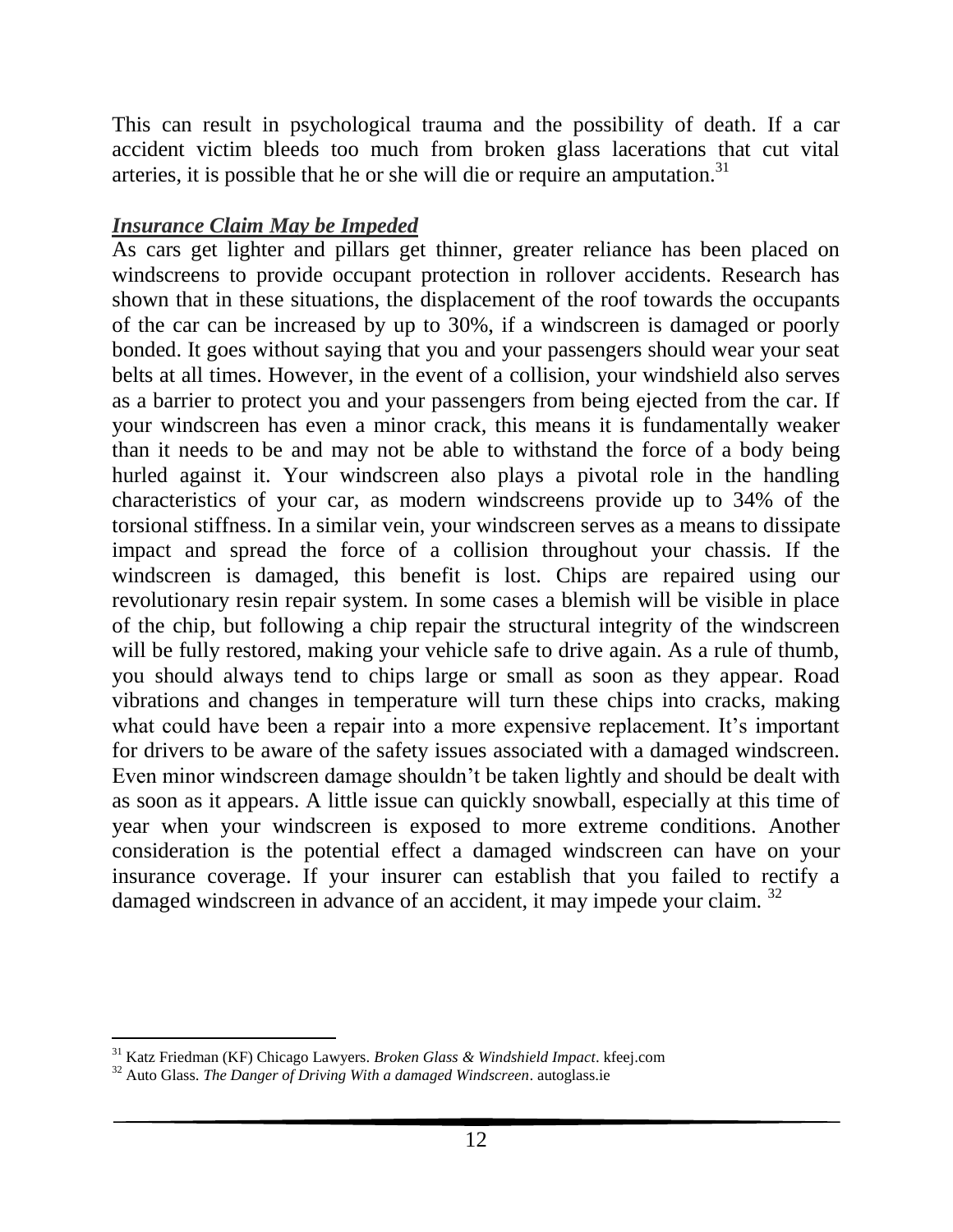This can result in psychological trauma and the possibility of death. If a car accident victim bleeds too much from broken glass lacerations that cut vital arteries, it is possible that he or she will die or require an amputation.[31]

***Insurance Claim May be Impeded***

As cars get lighter and pillars get thinner, greater reliance has been placed on windscreens to provide occupant protection in rollover accidents. Research has shown that in these situations, the displacement of the roof towards the occupants of the car can be increased by up to 30%, if a windscreen is damaged or poorly bonded. It goes without saying that you and your passengers should wear your seat belts at all times. However, in the event of a collision, your windshield also serves as a barrier to protect you and your passengers from being ejected from the car. If your windscreen has even a minor crack, this means it is fundamentally weaker than it needs to be and may not be able to withstand the force of a body being hurled against it. Your windscreen also plays a pivotal role in the handling characteristics of your car, as modern windscreens provide up to 34% of the torsional stiffness. In a similar vein, your windscreen serves as a means to dissipate impact and spread the force of a collision throughout your chassis. If the windscreen is damaged, this benefit is lost. Chips are repaired using our revolutionary resin repair system. In some cases a blemish will be visible in place of the chip, but following a chip repair the structural integrity of the windscreen will be fully restored, making your vehicle safe to drive again. As a rule of thumb, you should always tend to chips large or small as soon as they appear. Road vibrations and changes in temperature will turn these chips into cracks, making what could have been a repair into a more expensive replacement. It's important for drivers to be aware of the safety issues associated with a damaged windscreen. Even minor windscreen damage shouldn't be taken lightly and should be dealt with as soon as it appears. A little issue can quickly snowball, especially at this time of year when your windscreen is exposed to more extreme conditions. Another consideration is the potential effect a damaged windscreen can have on your insurance coverage. If your insurer can establish that you failed to rectify a damaged windscreen in advance of an accident, it may impede your claim.[32]

---

[31] Katz Friedman (KF) Chicago Lawyers. *Broken Glass & Windshield Impact*. kfeej.com

[32] Auto Glass. *The Danger of Driving With a damaged Windscreen*. autoglass.ie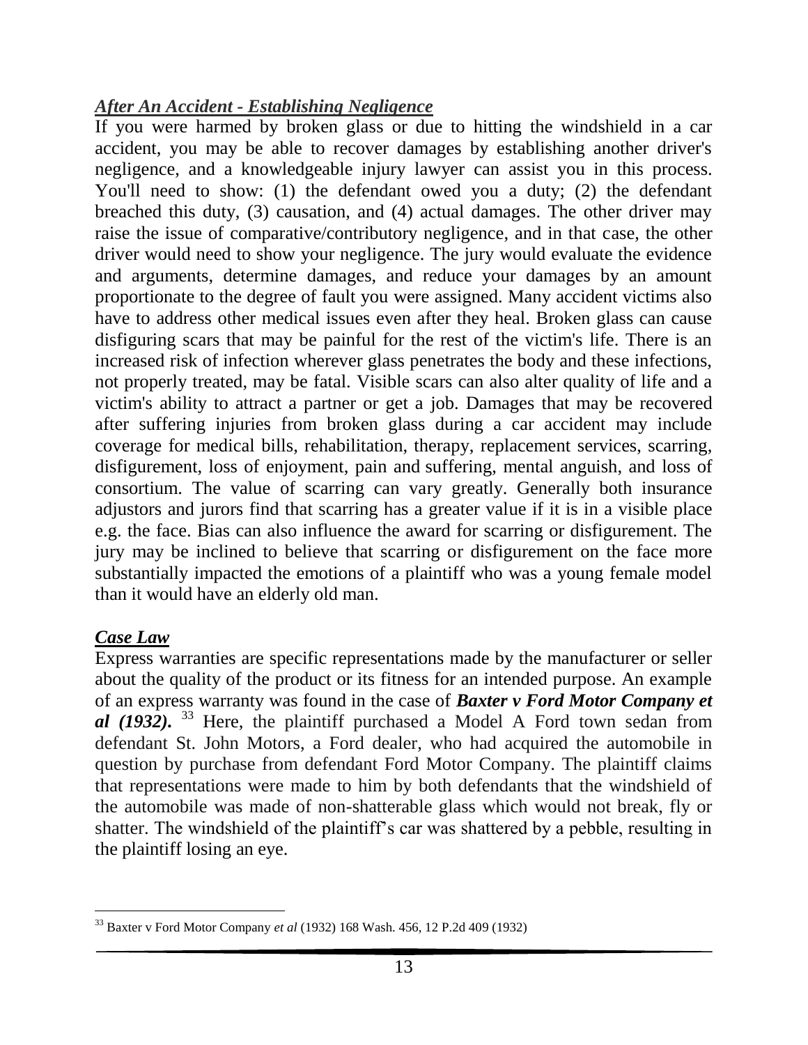### ***After An Accident - Establishing Negligence***

If you were harmed by broken glass or due to hitting the windshield in a car accident, you may be able to recover damages by establishing another driver's negligence, and a knowledgeable injury lawyer can assist you in this process. You'll need to show: (1) the defendant owed you a duty; (2) the defendant breached this duty, (3) causation, and (4) actual damages. The other driver may raise the issue of comparative/contributory negligence, and in that case, the other driver would need to show your negligence. The jury would evaluate the evidence and arguments, determine damages, and reduce your damages by an amount proportionate to the degree of fault you were assigned. Many accident victims also have to address other medical issues even after they heal. Broken glass can cause disfiguring scars that may be painful for the rest of the victim's life. There is an increased risk of infection wherever glass penetrates the body and these infections, not properly treated, may be fatal. Visible scars can also alter quality of life and a victim's ability to attract a partner or get a job. Damages that may be recovered after suffering injuries from broken glass during a car accident may include coverage for medical bills, rehabilitation, therapy, replacement services, scarring, disfigurement, loss of enjoyment, pain and suffering, mental anguish, and loss of consortium. The value of scarring can vary greatly. Generally both insurance adjustors and jurors find that scarring has a greater value if it is in a visible place e.g. the face. Bias can also influence the award for scarring or disfigurement. The jury may be inclined to believe that scarring or disfigurement on the face more substantially impacted the emotions of a plaintiff who was a young female model than it would have an elderly old man.

### ***Case Law***

Express warranties are specific representations made by the manufacturer or seller about the quality of the product or its fitness for an intended purpose. An example of an express warranty was found in the case of ***Baxter v Ford Motor Company et al (1932).*** [33] Here, the plaintiff purchased a Model A Ford town sedan from defendant St. John Motors, a Ford dealer, who had acquired the automobile in question by purchase from defendant Ford Motor Company. The plaintiff claims that representations were made to him by both defendants that the windshield of the automobile was made of non-shatterable glass which would not break, fly or shatter. The windshield of the plaintiff's car was shattered by a pebble, resulting in the plaintiff losing an eye.

---

[33] Baxter v Ford Motor Company *et al* (1932) 168 Wash. 456, 12 P.2d 409 (1932)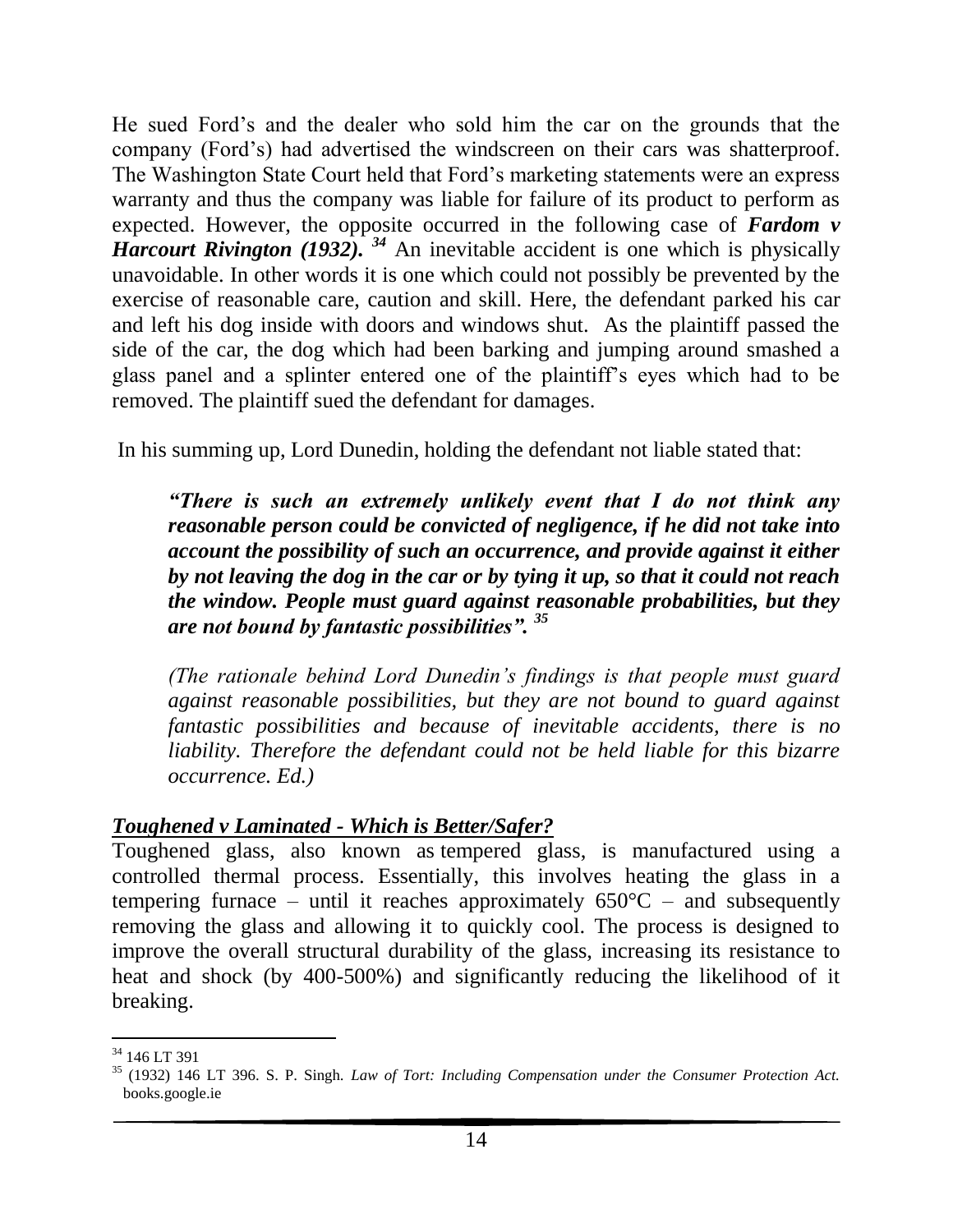He sued Ford's and the dealer who sold him the car on the grounds that the company (Ford's) had advertised the windscreen on their cars was shatterproof. The Washington State Court held that Ford's marketing statements were an express warranty and thus the company was liable for failure of its product to perform as expected. However, the opposite occurred in the following case of ***Fardom v Harcourt Rivington (1932).*** [34] An inevitable accident is one which is physically unavoidable. In other words it is one which could not possibly be prevented by the exercise of reasonable care, caution and skill. Here, the defendant parked his car and left his dog inside with doors and windows shut. As the plaintiff passed the side of the car, the dog which had been barking and jumping around smashed a glass panel and a splinter entered one of the plaintiff's eyes which had to be removed. The plaintiff sued the defendant for damages.

In his summing up, Lord Dunedin, holding the defendant not liable stated that:

> ***"There is such an extremely unlikely event that I do not think any reasonable person could be convicted of negligence, if he did not take into account the possibility of such an occurrence, and provide against it either by not leaving the dog in the car or by tying it up, so that it could not reach the window. People must guard against reasonable probabilities, but they are not bound by fantastic possibilities".*** [35]
>
> *(The rationale behind Lord Dunedin's findings is that people must guard against reasonable possibilities, but they are not bound to guard against fantastic possibilities and because of inevitable accidents, there is no liability. Therefore the defendant could not be held liable for this bizarre occurrence. Ed.)*

### ***Toughened v Laminated - Which is Better/Safer?***

Toughened glass, also known as tempered glass, is manufactured using a controlled thermal process. Essentially, this involves heating the glass in a tempering furnace – until it reaches approximately 650°C – and subsequently removing the glass and allowing it to quickly cool. The process is designed to improve the overall structural durability of the glass, increasing its resistance to heat and shock (by 400-500%) and significantly reducing the likelihood of it breaking.

---

[34] 146 LT 391

[35] (1932) 146 LT 396. S. P. Singh. *Law of Tort: Including Compensation under the Consumer Protection Act.* books.google.ie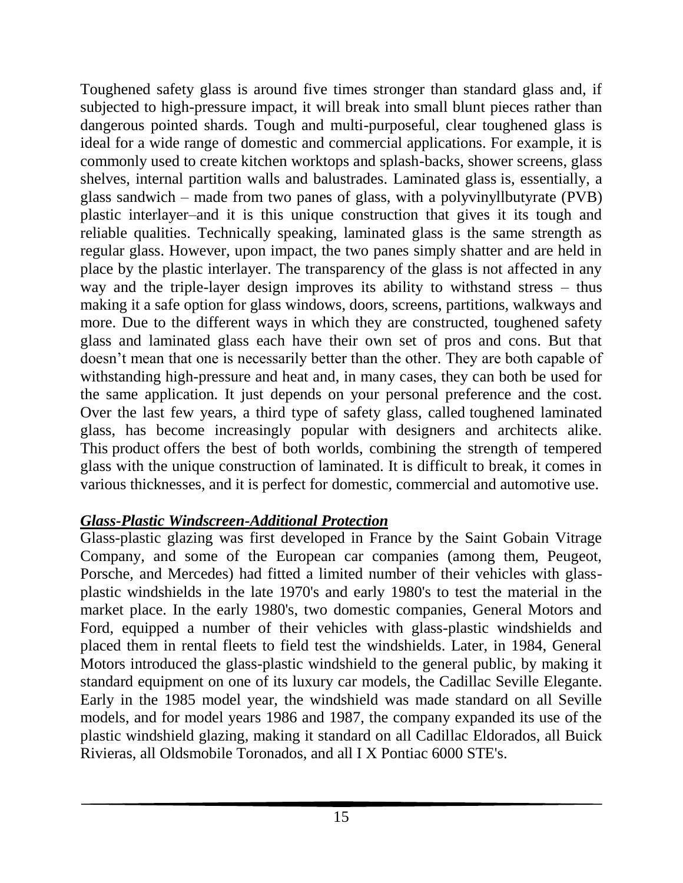Toughened safety glass is around five times stronger than standard glass and, if subjected to high-pressure impact, it will break into small blunt pieces rather than dangerous pointed shards. Tough and multi-purposeful, clear toughened glass is ideal for a wide range of domestic and commercial applications. For example, it is commonly used to create kitchen worktops and splash-backs, shower screens, glass shelves, internal partition walls and balustrades. Laminated glass is, essentially, a glass sandwich – made from two panes of glass, with a polyvinyllbutyrate (PVB) plastic interlayer–and it is this unique construction that gives it its tough and reliable qualities. Technically speaking, laminated glass is the same strength as regular glass. However, upon impact, the two panes simply shatter and are held in place by the plastic interlayer. The transparency of the glass is not affected in any way and the triple-layer design improves its ability to withstand stress – thus making it a safe option for glass windows, doors, screens, partitions, walkways and more. Due to the different ways in which they are constructed, toughened safety glass and laminated glass each have their own set of pros and cons. But that doesn't mean that one is necessarily better than the other. They are both capable of withstanding high-pressure and heat and, in many cases, they can both be used for the same application. It just depends on your personal preference and the cost. Over the last few years, a third type of safety glass, called toughened laminated glass, has become increasingly popular with designers and architects alike. This product offers the best of both worlds, combining the strength of tempered glass with the unique construction of laminated. It is difficult to break, it comes in various thicknesses, and it is perfect for domestic, commercial and automotive use.

***<u>Glass-Plastic Windscreen-Additional Protection</u>***

Glass-plastic glazing was first developed in France by the Saint Gobain Vitrage Company, and some of the European car companies (among them, Peugeot, Porsche, and Mercedes) had fitted a limited number of their vehicles with glass-plastic windshields in the late 1970's and early 1980's to test the material in the market place. In the early 1980's, two domestic companies, General Motors and Ford, equipped a number of their vehicles with glass-plastic windshields and placed them in rental fleets to field test the windshields. Later, in 1984, General Motors introduced the glass-plastic windshield to the general public, by making it standard equipment on one of its luxury car models, the Cadillac Seville Elegante. Early in the 1985 model year, the windshield was made standard on all Seville models, and for model years 1986 and 1987, the company expanded its use of the plastic windshield glazing, making it standard on all Cadillac Eldorados, all Buick Rivieras, all Oldsmobile Toronados, and all I X Pontiac 6000 STE's.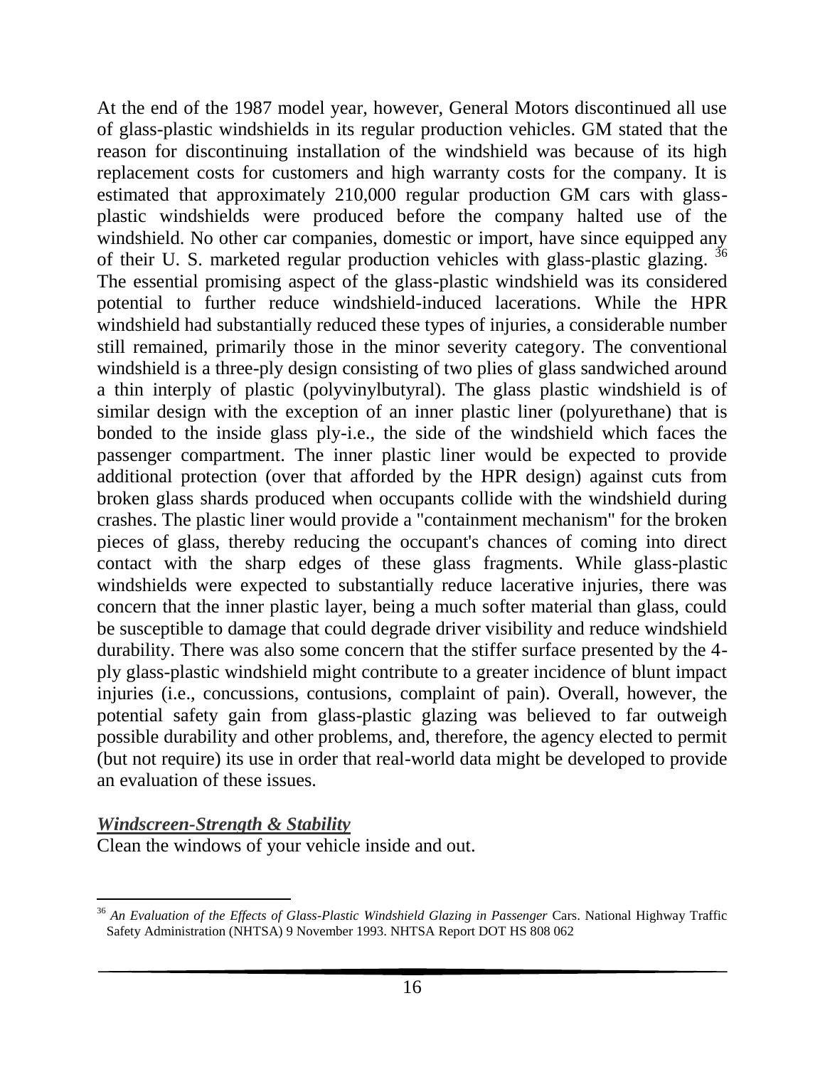At the end of the 1987 model year, however, General Motors discontinued all use of glass-plastic windshields in its regular production vehicles. GM stated that the reason for discontinuing installation of the windshield was because of its high replacement costs for customers and high warranty costs for the company. It is estimated that approximately 210,000 regular production GM cars with glass-plastic windshields were produced before the company halted use of the windshield. No other car companies, domestic or import, have since equipped any of their U. S. marketed regular production vehicles with glass-plastic glazing. [36] The essential promising aspect of the glass-plastic windshield was its considered potential to further reduce windshield-induced lacerations. While the HPR windshield had substantially reduced these types of injuries, a considerable number still remained, primarily those in the minor severity category. The conventional windshield is a three-ply design consisting of two plies of glass sandwiched around a thin interply of plastic (polyvinylbutyral). The glass plastic windshield is of similar design with the exception of an inner plastic liner (polyurethane) that is bonded to the inside glass ply-i.e., the side of the windshield which faces the passenger compartment. The inner plastic liner would be expected to provide additional protection (over that afforded by the HPR design) against cuts from broken glass shards produced when occupants collide with the windshield during crashes. The plastic liner would provide a "containment mechanism" for the broken pieces of glass, thereby reducing the occupant's chances of coming into direct contact with the sharp edges of these glass fragments. While glass-plastic windshields were expected to substantially reduce lacerative injuries, there was concern that the inner plastic layer, being a much softer material than glass, could be susceptible to damage that could degrade driver visibility and reduce windshield durability. There was also some concern that the stiffer surface presented by the 4-ply glass-plastic windshield might contribute to a greater incidence of blunt impact injuries (i.e., concussions, contusions, complaint of pain). Overall, however, the potential safety gain from glass-plastic glazing was believed to far outweigh possible durability and other problems, and, therefore, the agency elected to permit (but not require) its use in order that real-world data might be developed to provide an evaluation of these issues.

***Windscreen-Strength & Stability***

Clean the windows of your vehicle inside and out.

---

[36] *An Evaluation of the Effects of Glass-Plastic Windshield Glazing in Passenger* Cars. National Highway Traffic Safety Administration (NHTSA) 9 November 1993. NHTSA Report DOT HS 808 062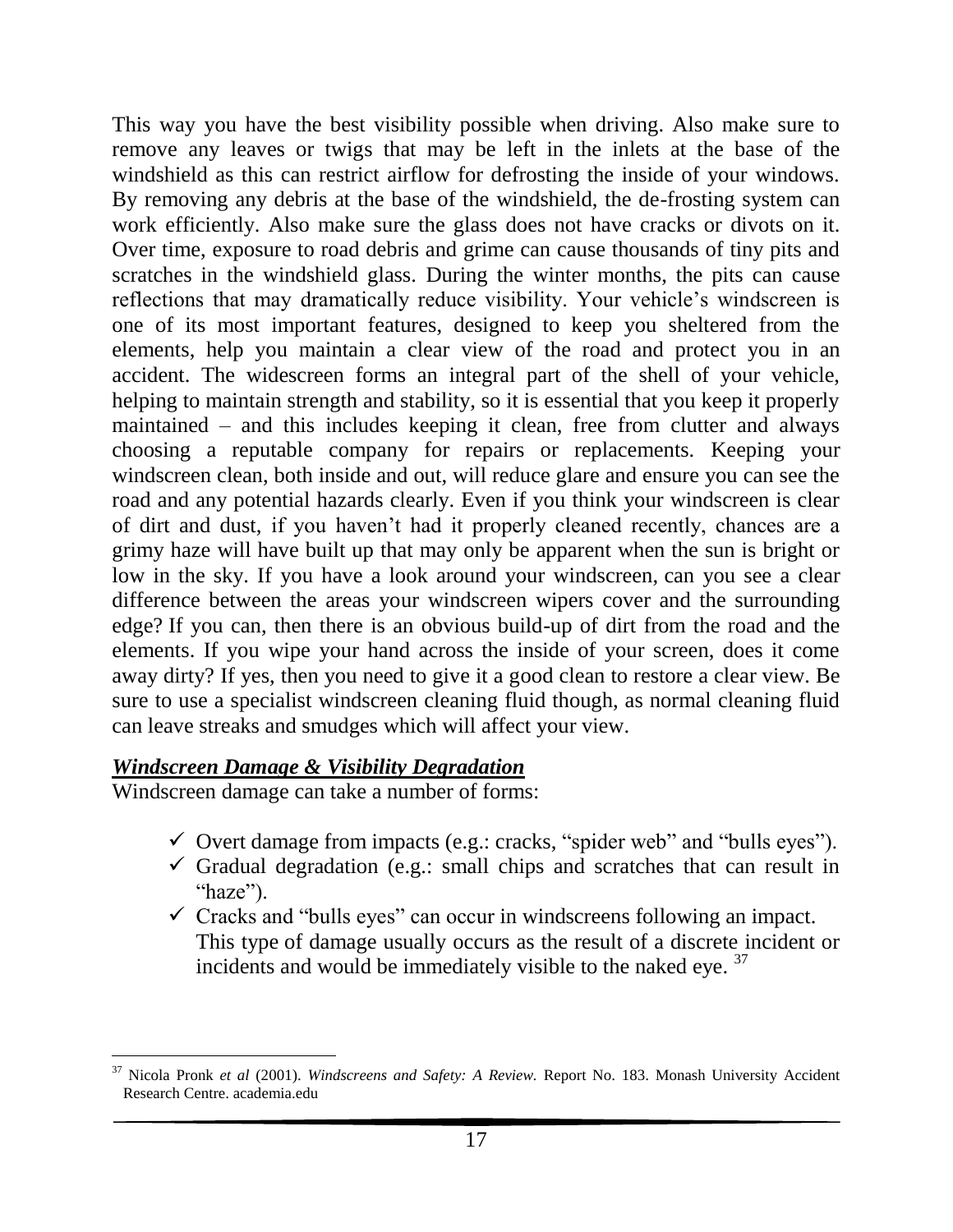This way you have the best visibility possible when driving. Also make sure to remove any leaves or twigs that may be left in the inlets at the base of the windshield as this can restrict airflow for defrosting the inside of your windows. By removing any debris at the base of the windshield, the de-frosting system can work efficiently. Also make sure the glass does not have cracks or divots on it. Over time, exposure to road debris and grime can cause thousands of tiny pits and scratches in the windshield glass. During the winter months, the pits can cause reflections that may dramatically reduce visibility. Your vehicle's windscreen is one of its most important features, designed to keep you sheltered from the elements, help you maintain a clear view of the road and protect you in an accident. The widescreen forms an integral part of the shell of your vehicle, helping to maintain strength and stability, so it is essential that you keep it properly maintained – and this includes keeping it clean, free from clutter and always choosing a reputable company for repairs or replacements. Keeping your windscreen clean, both inside and out, will reduce glare and ensure you can see the road and any potential hazards clearly. Even if you think your windscreen is clear of dirt and dust, if you haven't had it properly cleaned recently, chances are a grimy haze will have built up that may only be apparent when the sun is bright or low in the sky. If you have a look around your windscreen, can you see a clear difference between the areas your windscreen wipers cover and the surrounding edge? If you can, then there is an obvious build-up of dirt from the road and the elements. If you wipe your hand across the inside of your screen, does it come away dirty? If yes, then you need to give it a good clean to restore a clear view. Be sure to use a specialist windscreen cleaning fluid though, as normal cleaning fluid can leave streaks and smudges which will affect your view.

***Windscreen Damage & Visibility Degradation***

Windscreen damage can take a number of forms:

- ✓ Overt damage from impacts (e.g.: cracks, "spider web" and "bulls eyes").
- ✓ Gradual degradation (e.g.: small chips and scratches that can result in "haze").
- ✓ Cracks and "bulls eyes" can occur in windscreens following an impact. This type of damage usually occurs as the result of a discrete incident or incidents and would be immediately visible to the naked eye. [37]

[37] Nicola Pronk *et al* (2001). *Windscreens and Safety: A Review.* Report No. 183. Monash University Accident Research Centre. academia.edu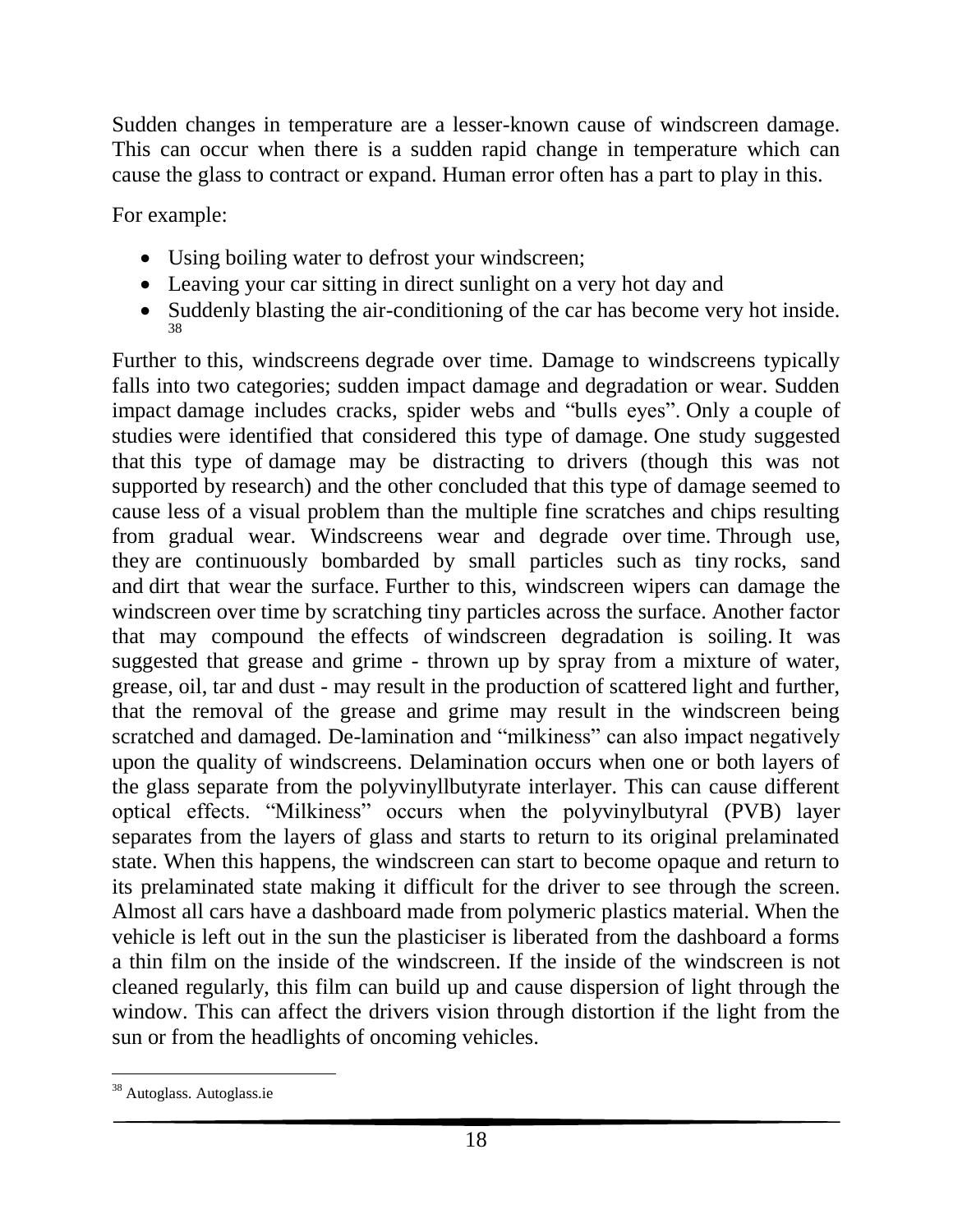Sudden changes in temperature are a lesser-known cause of windscreen damage. This can occur when there is a sudden rapid change in temperature which can cause the glass to contract or expand. Human error often has a part to play in this.

For example:

- Using boiling water to defrost your windscreen;
- Leaving your car sitting in direct sunlight on a very hot day and
- Suddenly blasting the air-conditioning of the car has become very hot inside.[38]

Further to this, windscreens degrade over time. Damage to windscreens typically falls into two categories; sudden impact damage and degradation or wear. Sudden impact damage includes cracks, spider webs and "bulls eyes". Only a couple of studies were identified that considered this type of damage. One study suggested that this type of damage may be distracting to drivers (though this was not supported by research) and the other concluded that this type of damage seemed to cause less of a visual problem than the multiple fine scratches and chips resulting from gradual wear. Windscreens wear and degrade over time. Through use, they are continuously bombarded by small particles such as tiny rocks, sand and dirt that wear the surface. Further to this, windscreen wipers can damage the windscreen over time by scratching tiny particles across the surface. Another factor that may compound the effects of windscreen degradation is soiling. It was suggested that grease and grime - thrown up by spray from a mixture of water, grease, oil, tar and dust - may result in the production of scattered light and further, that the removal of the grease and grime may result in the windscreen being scratched and damaged. De-lamination and "milkiness" can also impact negatively upon the quality of windscreens. Delamination occurs when one or both layers of the glass separate from the polyvinyllbutyrate interlayer. This can cause different optical effects. "Milkiness" occurs when the polyvinylbutyral (PVB) layer separates from the layers of glass and starts to return to its original prelaminated state. When this happens, the windscreen can start to become opaque and return to its prelaminated state making it difficult for the driver to see through the screen. Almost all cars have a dashboard made from polymeric plastics material. When the vehicle is left out in the sun the plasticiser is liberated from the dashboard a forms a thin film on the inside of the windscreen. If the inside of the windscreen is not cleaned regularly, this film can build up and cause dispersion of light through the window. This can affect the drivers vision through distortion if the light from the sun or from the headlights of oncoming vehicles.

[38] Autoglass. Autoglass.ie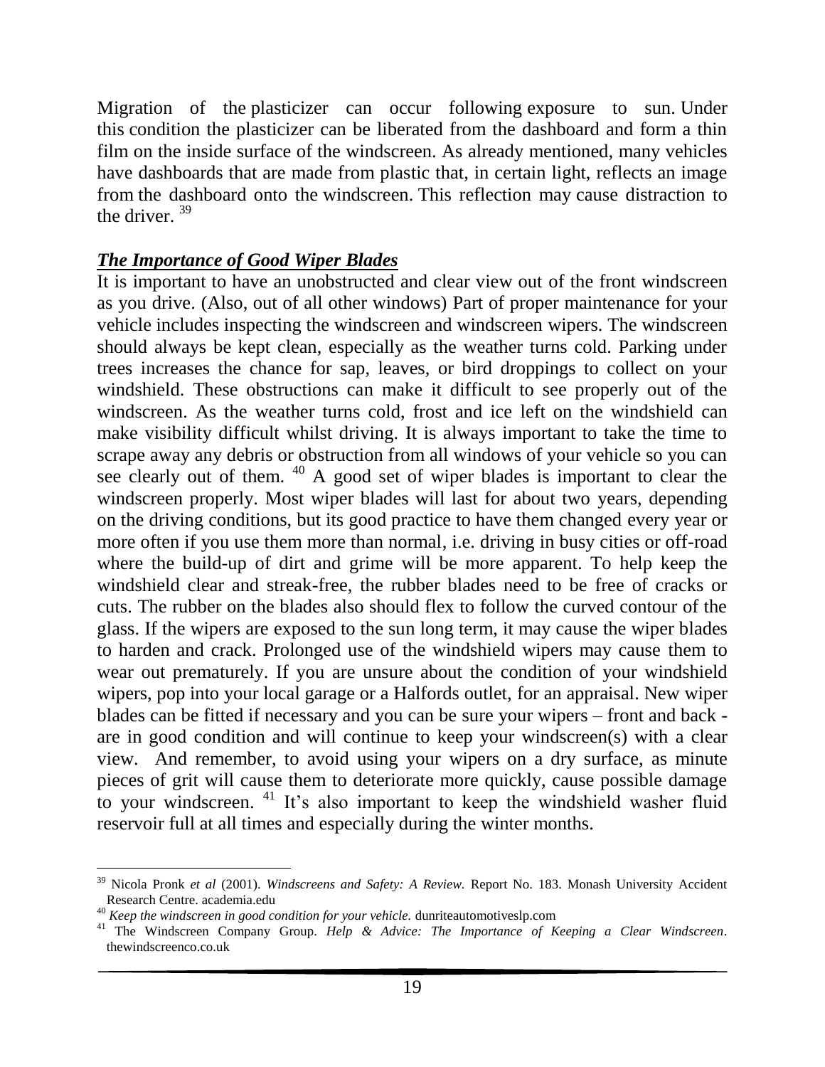Migration of the plasticizer can occur following exposure to sun. Under this condition the plasticizer can be liberated from the dashboard and form a thin film on the inside surface of the windscreen. As already mentioned, many vehicles have dashboards that are made from plastic that, in certain light, reflects an image from the dashboard onto the windscreen. This reflection may cause distraction to the driver. [39]

### ***The Importance of Good Wiper Blades***

It is important to have an unobstructed and clear view out of the front windscreen as you drive. (Also, out of all other windows) Part of proper maintenance for your vehicle includes inspecting the windscreen and windscreen wipers. The windscreen should always be kept clean, especially as the weather turns cold. Parking under trees increases the chance for sap, leaves, or bird droppings to collect on your windshield. These obstructions can make it difficult to see properly out of the windscreen. As the weather turns cold, frost and ice left on the windshield can make visibility difficult whilst driving. It is always important to take the time to scrape away any debris or obstruction from all windows of your vehicle so you can see clearly out of them. [40] A good set of wiper blades is important to clear the windscreen properly. Most wiper blades will last for about two years, depending on the driving conditions, but its good practice to have them changed every year or more often if you use them more than normal, i.e. driving in busy cities or off-road where the build-up of dirt and grime will be more apparent. To help keep the windshield clear and streak-free, the rubber blades need to be free of cracks or cuts. The rubber on the blades also should flex to follow the curved contour of the glass. If the wipers are exposed to the sun long term, it may cause the wiper blades to harden and crack. Prolonged use of the windshield wipers may cause them to wear out prematurely. If you are unsure about the condition of your windshield wipers, pop into your local garage or a Halfords outlet, for an appraisal. New wiper blades can be fitted if necessary and you can be sure your wipers – front and back - are in good condition and will continue to keep your windscreen(s) with a clear view. And remember, to avoid using your wipers on a dry surface, as minute pieces of grit will cause them to deteriorate more quickly, cause possible damage to your windscreen. [41] It's also important to keep the windshield washer fluid reservoir full at all times and especially during the winter months.

---

[39] Nicola Pronk *et al* (2001). *Windscreens and Safety: A Review.* Report No. 183. Monash University Accident Research Centre. academia.edu

[40] *Keep the windscreen in good condition for your vehicle.* dunriteautomotiveslp.com

[41] The Windscreen Company Group. *Help & Advice: The Importance of Keeping a Clear Windscreen*. thewindscreenco.co.uk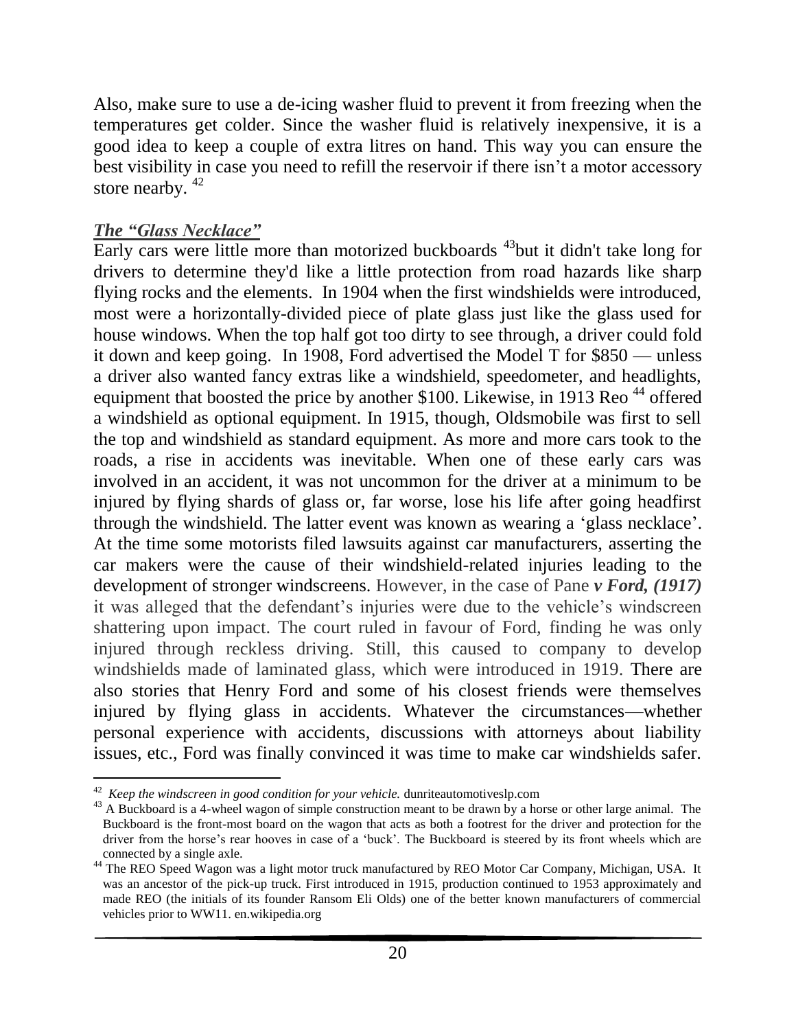Also, make sure to use a de-icing washer fluid to prevent it from freezing when the temperatures get colder. Since the washer fluid is relatively inexpensive, it is a good idea to keep a couple of extra litres on hand. This way you can ensure the best visibility in case you need to refill the reservoir if there isn't a motor accessory store nearby. [42]

### ***The "Glass Necklace"***

Early cars were little more than motorized buckboards [43]but it didn't take long for drivers to determine they'd like a little protection from road hazards like sharp flying rocks and the elements. In 1904 when the first windshields were introduced, most were a horizontally-divided piece of plate glass just like the glass used for house windows. When the top half got too dirty to see through, a driver could fold it down and keep going. In 1908, Ford advertised the Model T for $850 — unless a driver also wanted fancy extras like a windshield, speedometer, and headlights, equipment that boosted the price by another $100. Likewise, in 1913 Reo [44] offered a windshield as optional equipment. In 1915, though, Oldsmobile was first to sell the top and windshield as standard equipment. As more and more cars took to the roads, a rise in accidents was inevitable. When one of these early cars was involved in an accident, it was not uncommon for the driver at a minimum to be injured by flying shards of glass or, far worse, lose his life after going headfirst through the windshield. The latter event was known as wearing a 'glass necklace'. At the time some motorists filed lawsuits against car manufacturers, asserting the car makers were the cause of their windshield-related injuries leading to the development of stronger windscreens. However, in the case of Pane ***v Ford, (1917)*** it was alleged that the defendant's injuries were due to the vehicle's windscreen shattering upon impact. The court ruled in favour of Ford, finding he was only injured through reckless driving. Still, this caused to company to develop windshields made of laminated glass, which were introduced in 1919. There are also stories that Henry Ford and some of his closest friends were themselves injured by flying glass in accidents. Whatever the circumstances—whether personal experience with accidents, discussions with attorneys about liability issues, etc., Ford was finally convinced it was time to make car windshields safer.

---

[42] *Keep the windscreen in good condition for your vehicle.* dunriteautomotiveslp.com

[43] A Buckboard is a 4-wheel wagon of simple construction meant to be drawn by a horse or other large animal. The Buckboard is the front-most board on the wagon that acts as both a footrest for the driver and protection for the driver from the horse's rear hooves in case of a 'buck'. The Buckboard is steered by its front wheels which are connected by a single axle.

[44] The REO Speed Wagon was a light motor truck manufactured by REO Motor Car Company, Michigan, USA. It was an ancestor of the pick-up truck. First introduced in 1915, production continued to 1953 approximately and made REO (the initials of its founder Ransom Eli Olds) one of the better known manufacturers of commercial vehicles prior to WW11. en.wikipedia.org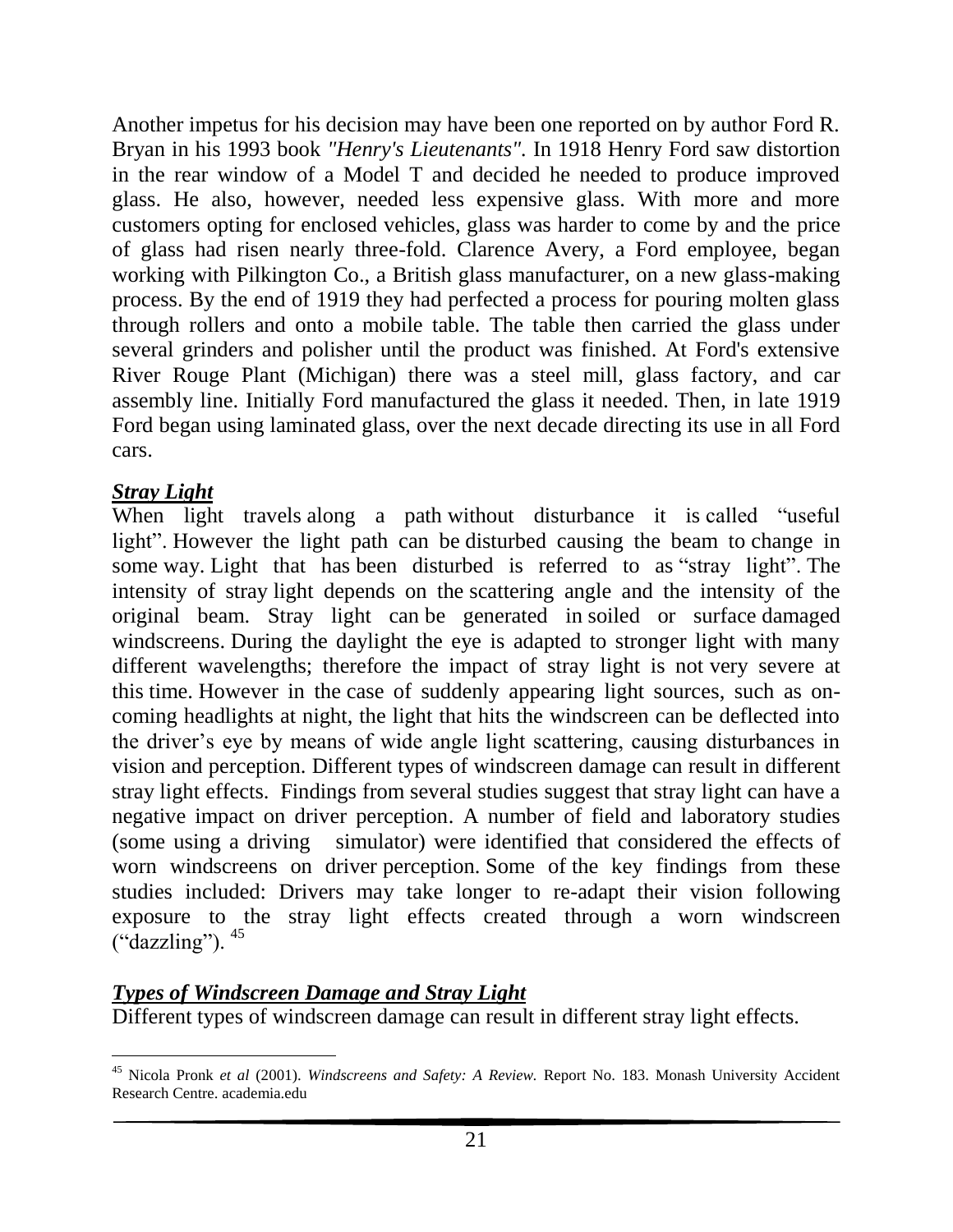Another impetus for his decision may have been one reported on by author Ford R. Bryan in his 1993 book *"Henry's Lieutenants"*. In 1918 Henry Ford saw distortion in the rear window of a Model T and decided he needed to produce improved glass. He also, however, needed less expensive glass. With more and more customers opting for enclosed vehicles, glass was harder to come by and the price of glass had risen nearly three-fold. Clarence Avery, a Ford employee, began working with Pilkington Co., a British glass manufacturer, on a new glass-making process. By the end of 1919 they had perfected a process for pouring molten glass through rollers and onto a mobile table. The table then carried the glass under several grinders and polisher until the product was finished. At Ford's extensive River Rouge Plant (Michigan) there was a steel mill, glass factory, and car assembly line. Initially Ford manufactured the glass it needed. Then, in late 1919 Ford began using laminated glass, over the next decade directing its use in all Ford cars.

***Stray Light***

When light travels along a path without disturbance it is called "useful light". However the light path can be disturbed causing the beam to change in some way. Light that has been disturbed is referred to as "stray light". The intensity of stray light depends on the scattering angle and the intensity of the original beam. Stray light can be generated in soiled or surface damaged windscreens. During the daylight the eye is adapted to stronger light with many different wavelengths; therefore the impact of stray light is not very severe at this time. However in the case of suddenly appearing light sources, such as on-coming headlights at night, the light that hits the windscreen can be deflected into the driver's eye by means of wide angle light scattering, causing disturbances in vision and perception. Different types of windscreen damage can result in different stray light effects. Findings from several studies suggest that stray light can have a negative impact on driver perception. A number of field and laboratory studies (some using a driving simulator) were identified that considered the effects of worn windscreens on driver perception. Some of the key findings from these studies included: Drivers may take longer to re-adapt their vision following exposure to the stray light effects created through a worn windscreen ("dazzling"). [45]

***Types of Windscreen Damage and Stray Light***

Different types of windscreen damage can result in different stray light effects.

---

[45] Nicola Pronk *et al* (2001). *Windscreens and Safety: A Review.* Report No. 183. Monash University Accident Research Centre. academia.edu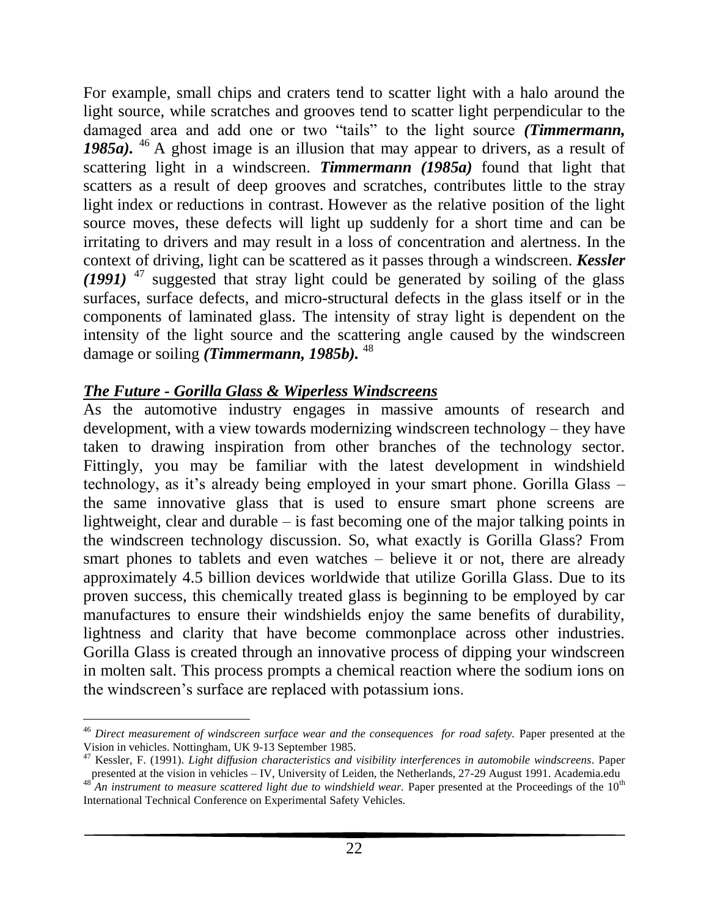For example, small chips and craters tend to scatter light with a halo around the light source, while scratches and grooves tend to scatter light perpendicular to the damaged area and add one or two "tails" to the light source ***(Timmermann, 1985a).*** [46] A ghost image is an illusion that may appear to drivers, as a result of scattering light in a windscreen. ***Timmermann (1985a)*** found that light that scatters as a result of deep grooves and scratches, contributes little to the stray light index or reductions in contrast. However as the relative position of the light source moves, these defects will light up suddenly for a short time and can be irritating to drivers and may result in a loss of concentration and alertness. In the context of driving, light can be scattered as it passes through a windscreen. ***Kessler (1991)*** [47] suggested that stray light could be generated by soiling of the glass surfaces, surface defects, and micro-structural defects in the glass itself or in the components of laminated glass. The intensity of stray light is dependent on the intensity of the light source and the scattering angle caused by the windscreen damage or soiling ***(Timmermann, 1985b).*** [48]

## ***The Future - Gorilla Glass & Wiperless Windscreens***

As the automotive industry engages in massive amounts of research and development, with a view towards modernizing windscreen technology – they have taken to drawing inspiration from other branches of the technology sector. Fittingly, you may be familiar with the latest development in windshield technology, as it's already being employed in your smart phone. Gorilla Glass – the same innovative glass that is used to ensure smart phone screens are lightweight, clear and durable – is fast becoming one of the major talking points in the windscreen technology discussion. So, what exactly is Gorilla Glass? From smart phones to tablets and even watches – believe it or not, there are already approximately 4.5 billion devices worldwide that utilize Gorilla Glass. Due to its proven success, this chemically treated glass is beginning to be employed by car manufactures to ensure their windshields enjoy the same benefits of durability, lightness and clarity that have become commonplace across other industries. Gorilla Glass is created through an innovative process of dipping your windscreen in molten salt. This process prompts a chemical reaction where the sodium ions on the windscreen's surface are replaced with potassium ions.

---

[46] *Direct measurement of windscreen surface wear and the consequences for road safety.* Paper presented at the Vision in vehicles. Nottingham, UK 9-13 September 1985.

[47] Kessler, F. (1991). *Light diffusion characteristics and visibility interferences in automobile windscreens*. Paper presented at the vision in vehicles – IV, University of Leiden, the Netherlands, 27-29 August 1991. Academia.edu

[48] *An instrument to measure scattered light due to windshield wear.* Paper presented at the Proceedings of the 10th International Technical Conference on Experimental Safety Vehicles.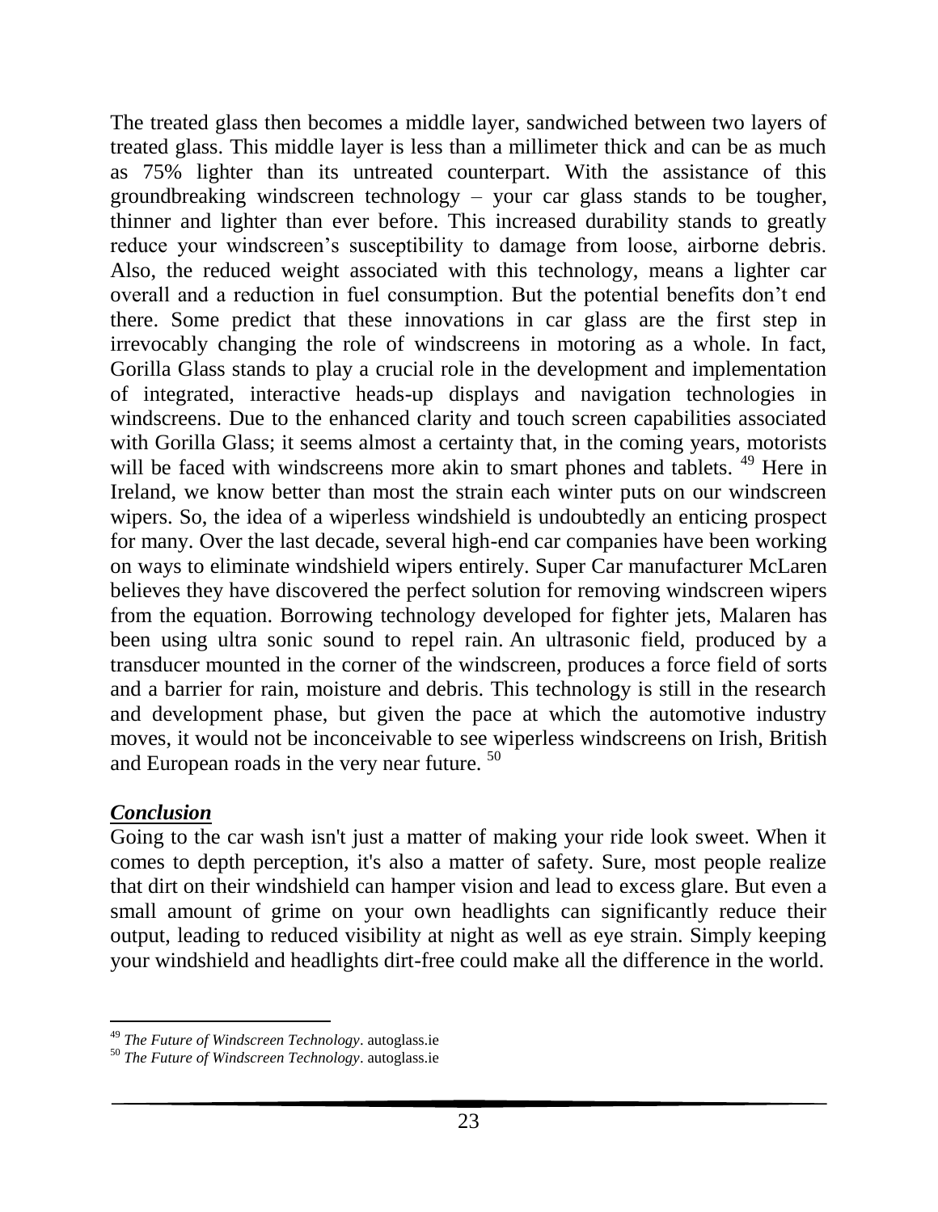The treated glass then becomes a middle layer, sandwiched between two layers of treated glass. This middle layer is less than a millimeter thick and can be as much as 75% lighter than its untreated counterpart. With the assistance of this groundbreaking windscreen technology – your car glass stands to be tougher, thinner and lighter than ever before. This increased durability stands to greatly reduce your windscreen's susceptibility to damage from loose, airborne debris. Also, the reduced weight associated with this technology, means a lighter car overall and a reduction in fuel consumption. But the potential benefits don't end there. Some predict that these innovations in car glass are the first step in irrevocably changing the role of windscreens in motoring as a whole. In fact, Gorilla Glass stands to play a crucial role in the development and implementation of integrated, interactive heads-up displays and navigation technologies in windscreens. Due to the enhanced clarity and touch screen capabilities associated with Gorilla Glass; it seems almost a certainty that, in the coming years, motorists will be faced with windscreens more akin to smart phones and tablets. [49] Here in Ireland, we know better than most the strain each winter puts on our windscreen wipers. So, the idea of a wiperless windshield is undoubtedly an enticing prospect for many. Over the last decade, several high-end car companies have been working on ways to eliminate windshield wipers entirely. Super Car manufacturer McLaren believes they have discovered the perfect solution for removing windscreen wipers from the equation. Borrowing technology developed for fighter jets, Malaren has been using ultra sonic sound to repel rain. An ultrasonic field, produced by a transducer mounted in the corner of the windscreen, produces a force field of sorts and a barrier for rain, moisture and debris. This technology is still in the research and development phase, but given the pace at which the automotive industry moves, it would not be inconceivable to see wiperless windscreens on Irish, British and European roads in the very near future. [50]

## ***Conclusion***

Going to the car wash isn't just a matter of making your ride look sweet. When it comes to depth perception, it's also a matter of safety. Sure, most people realize that dirt on their windshield can hamper vision and lead to excess glare. But even a small amount of grime on your own headlights can significantly reduce their output, leading to reduced visibility at night as well as eye strain. Simply keeping your windshield and headlights dirt-free could make all the difference in the world.

---

[49] *The Future of Windscreen Technology*. autoglass.ie

[50] *The Future of Windscreen Technology*. autoglass.ie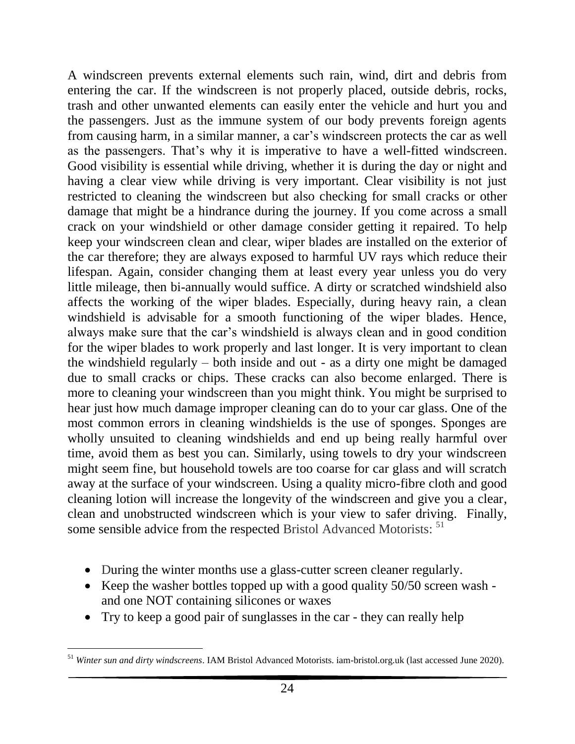A windscreen prevents external elements such rain, wind, dirt and debris from entering the car. If the windscreen is not properly placed, outside debris, rocks, trash and other unwanted elements can easily enter the vehicle and hurt you and the passengers. Just as the immune system of our body prevents foreign agents from causing harm, in a similar manner, a car's windscreen protects the car as well as the passengers. That's why it is imperative to have a well-fitted windscreen. Good visibility is essential while driving, whether it is during the day or night and having a clear view while driving is very important. Clear visibility is not just restricted to cleaning the windscreen but also checking for small cracks or other damage that might be a hindrance during the journey. If you come across a small crack on your windshield or other damage consider getting it repaired. To help keep your windscreen clean and clear, wiper blades are installed on the exterior of the car therefore; they are always exposed to harmful UV rays which reduce their lifespan. Again, consider changing them at least every year unless you do very little mileage, then bi-annually would suffice. A dirty or scratched windshield also affects the working of the wiper blades. Especially, during heavy rain, a clean windshield is advisable for a smooth functioning of the wiper blades. Hence, always make sure that the car's windshield is always clean and in good condition for the wiper blades to work properly and last longer. It is very important to clean the windshield regularly – both inside and out - as a dirty one might be damaged due to small cracks or chips. These cracks can also become enlarged. There is more to cleaning your windscreen than you might think. You might be surprised to hear just how much damage improper cleaning can do to your car glass. One of the most common errors in cleaning windshields is the use of sponges. Sponges are wholly unsuited to cleaning windshields and end up being really harmful over time, avoid them as best you can. Similarly, using towels to dry your windscreen might seem fine, but household towels are too coarse for car glass and will scratch away at the surface of your windscreen. Using a quality micro-fibre cloth and good cleaning lotion will increase the longevity of the windscreen and give you a clear, clean and unobstructed windscreen which is your view to safer driving. Finally, some sensible advice from the respected Bristol Advanced Motorists: [51]

- During the winter months use a glass-cutter screen cleaner regularly.
- Keep the washer bottles topped up with a good quality 50/50 screen wash - and one NOT containing silicones or waxes
- Try to keep a good pair of sunglasses in the car - they can really help

[51] *Winter sun and dirty windscreens*. IAM Bristol Advanced Motorists. iam-bristol.org.uk (last accessed June 2020).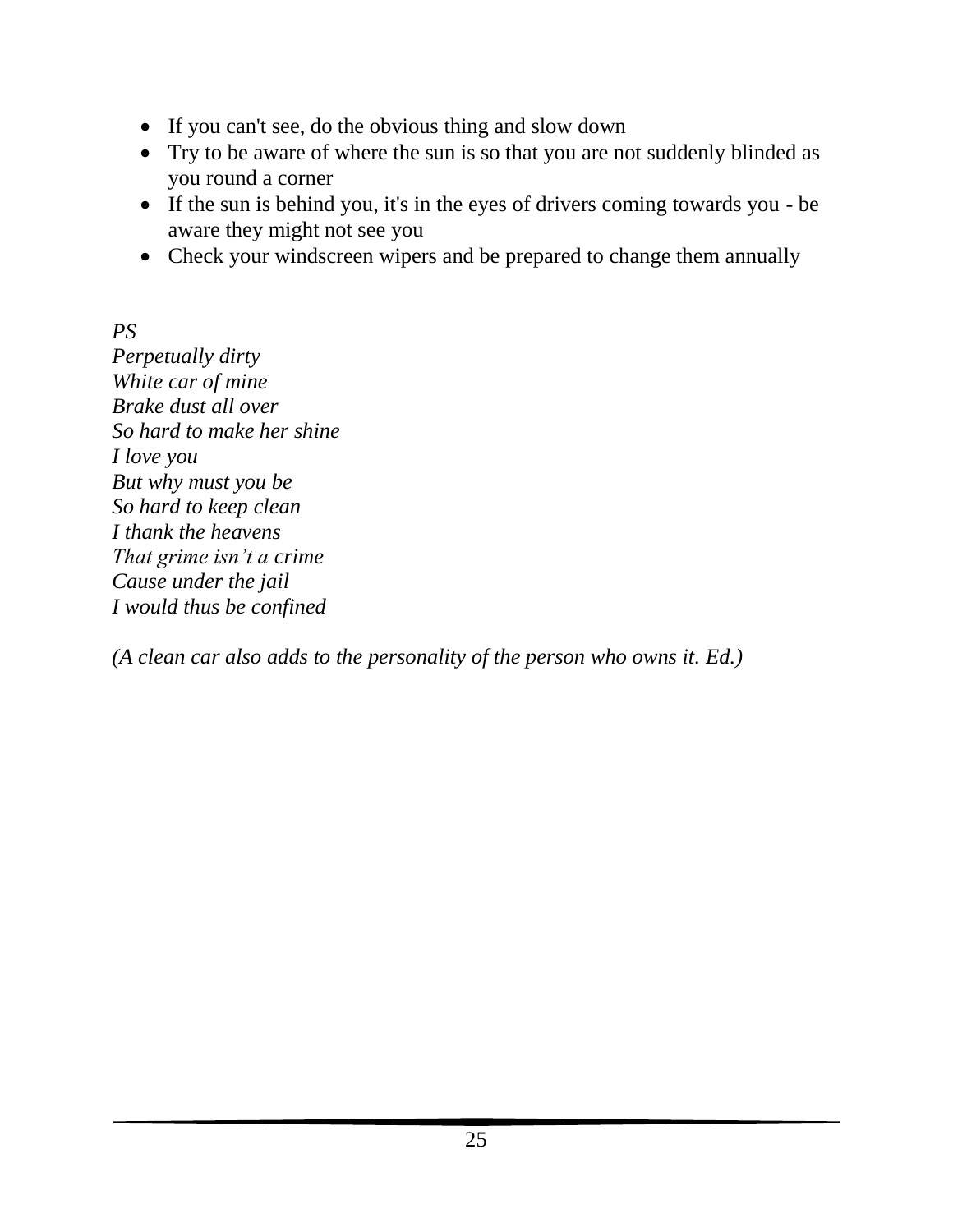- If you can't see, do the obvious thing and slow down
- Try to be aware of where the sun is so that you are not suddenly blinded as you round a corner
- If the sun is behind you, it's in the eyes of drivers coming towards you - be aware they might not see you
- Check your windscreen wipers and be prepared to change them annually

*PS*
*Perpetually dirty*
*White car of mine*
*Brake dust all over*
*So hard to make her shine*
*I love you*
*But why must you be*
*So hard to keep clean*
*I thank the heavens*
*That grime isn't a crime*
*Cause under the jail*
*I would thus be confined*

*(A clean car also adds to the personality of the person who owns it. Ed.)*